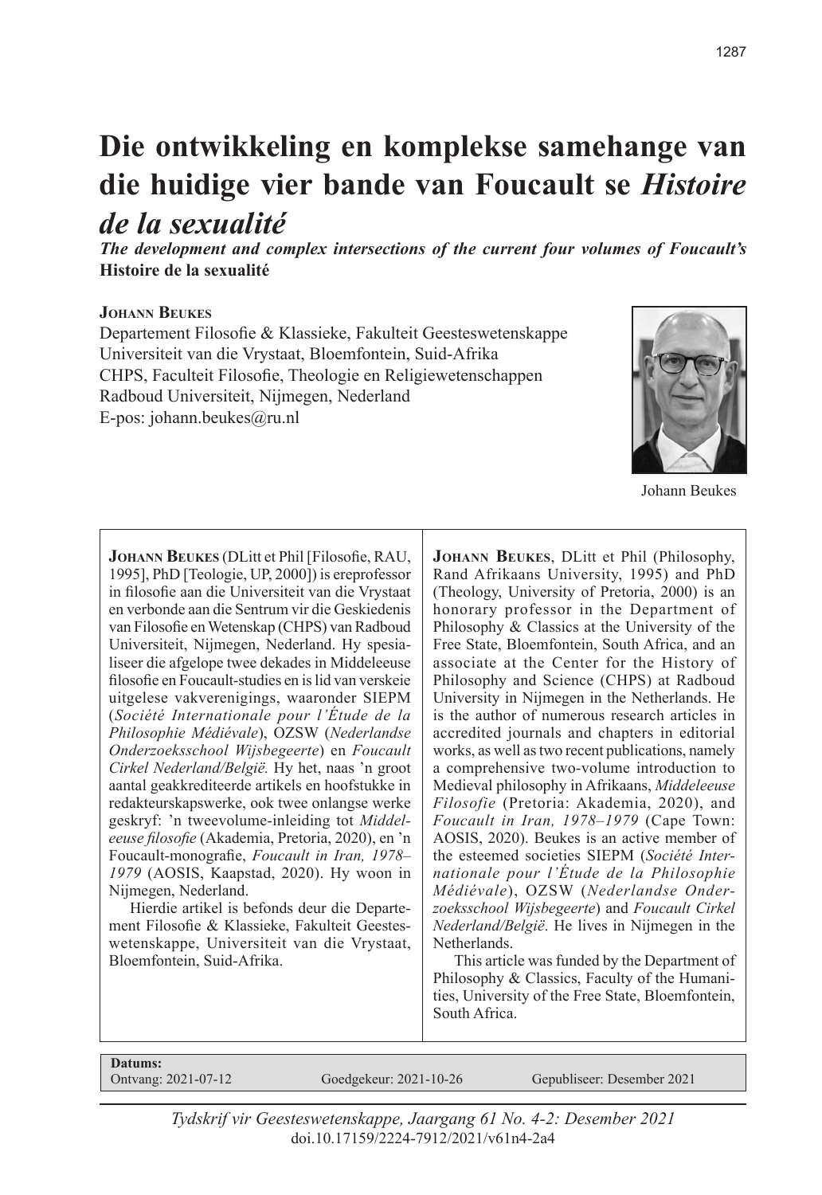# Die ontwikkeling en komplekse samehange van die huidige vier bande van Foucault se *Histoire de la sexualité*

***The development and complex intersections of the current four volumes of Foucault's*** **Histoire de la sexualité**

**Johann Beukes**

Departement Filosofie & Klassieke, Fakulteit Geesteswetenskappe
Universiteit van die Vrystaat, Bloemfontein, Suid-Afrika
CHPS, Faculteit Filosofie, Theologie en Religiewetenschappen
Radboud Universiteit, Nijmegen, Nederland
E-pos: johann.beukes@ru.nl

Johann Beukes

**Johann Beukes** (DLitt et Phil [Filosofie, RAU, 1995], PhD [Teologie, UP, 2000]) is ereprofessor in filosofie aan die Universiteit van die Vrystaat en verbonde aan die Sentrum vir die Geskiedenis van Filosofie en Wetenskap (CHPS) van Radboud Universiteit, Nijmegen, Nederland. Hy spesialiseer die afgelope twee dekades in Middeleeuse filosofie en Foucault-studies en is lid van verskeie uitgelese vakverenigings, waaronder SIEPM (*Société Internationale pour l'Étude de la Philosophie Médiévale*), OZSW (*Nederlandse Onderzoeksschool Wijsbegeerte*) en *Foucault Cirkel Nederland/België.* Hy het, naas 'n groot aantal geakkrediteerde artikels en hoofstukke in redakteurskapswerke, ook twee onlangse werke geskryf: 'n tweevolume-inleiding tot *Middeleeuse filosofie* (Akademia, Pretoria, 2020), en 'n Foucault-monografie, *Foucault in Iran, 1978–1979* (AOSIS, Kaapstad, 2020). Hy woon in Nijmegen, Nederland.

Hierdie artikel is befonds deur die Departement Filosofie & Klassieke, Fakulteit Geesteswetenskappe, Universiteit van die Vrystaat, Bloemfontein, Suid-Afrika.

**Johann Beukes**, DLitt et Phil (Philosophy, Rand Afrikaans University, 1995) and PhD (Theology, University of Pretoria, 2000) is an honorary professor in the Department of Philosophy & Classics at the University of the Free State, Bloemfontein, South Africa, and an associate at the Center for the History of Philosophy and Science (CHPS) at Radboud University in Nijmegen in the Netherlands. He is the author of numerous research articles in accredited journals and chapters in editorial works, as well as two recent publications, namely a comprehensive two-volume introduction to Medieval philosophy in Afrikaans, *Middeleeuse Filosofie* (Pretoria: Akademia, 2020), and *Foucault in Iran, 1978–1979* (Cape Town: AOSIS, 2020). Beukes is an active member of the esteemed societies SIEPM (*Société Internationale pour l'Étude de la Philosophie Médiévale*), OZSW (*Nederlandse Onderzoeksschool Wijsbegeerte*) and *Foucault Cirkel Nederland/België*. He lives in Nijmegen in the Netherlands.

This article was funded by the Department of Philosophy & Classics, Faculty of the Humanities, University of the Free State, Bloemfontein, South Africa.

**Datums:**
Ontvang: 2021-07-12 Goedgekeur: 2021-10-26 Gepubliseer: Desember 2021

*Tydskrif vir Geesteswetenskappe, Jaargang 61 No. 4-2: Desember 2021*
doi.10.17159/2224-7912/2021/v61n4-2a4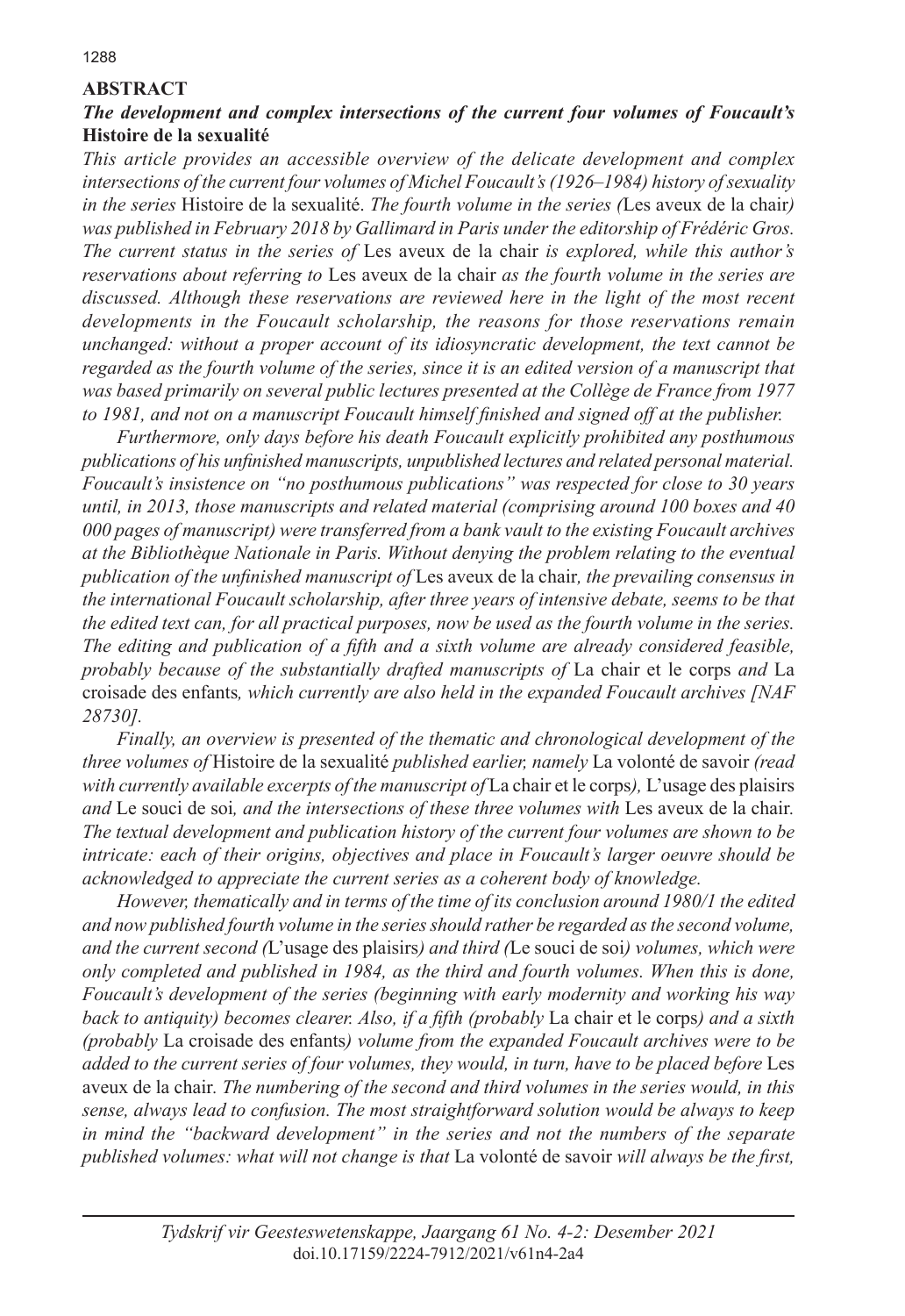## ABSTRACT

### *The development and complex intersections of the current four volumes of Foucault's* Histoire de la sexualité

*This article provides an accessible overview of the delicate development and complex intersections of the current four volumes of Michel Foucault's (1926–1984) history of sexuality in the series* Histoire de la sexualité*. The fourth volume in the series (*Les aveux de la chair*) was published in February 2018 by Gallimard in Paris under the editorship of Frédéric Gros. The current status in the series of* Les aveux de la chair *is explored, while this author's reservations about referring to* Les aveux de la chair *as the fourth volume in the series are discussed. Although these reservations are reviewed here in the light of the most recent developments in the Foucault scholarship, the reasons for those reservations remain unchanged: without a proper account of its idiosyncratic development, the text cannot be regarded as the fourth volume of the series, since it is an edited version of a manuscript that was based primarily on several public lectures presented at the Collège de France from 1977 to 1981, and not on a manuscript Foucault himself finished and signed off at the publisher.*

*Furthermore, only days before his death Foucault explicitly prohibited any posthumous publications of his unfinished manuscripts, unpublished lectures and related personal material. Foucault's insistence on "no posthumous publications" was respected for close to 30 years until, in 2013, those manuscripts and related material (comprising around 100 boxes and 40 000 pages of manuscript) were transferred from a bank vault to the existing Foucault archives at the Bibliothèque Nationale in Paris. Without denying the problem relating to the eventual publication of the unfinished manuscript of* Les aveux de la chair*, the prevailing consensus in the international Foucault scholarship, after three years of intensive debate, seems to be that the edited text can, for all practical purposes, now be used as the fourth volume in the series. The editing and publication of a fifth and a sixth volume are already considered feasible, probably because of the substantially drafted manuscripts of* La chair et le corps *and* La croisade des enfants*, which currently are also held in the expanded Foucault archives [NAF 28730].*

*Finally, an overview is presented of the thematic and chronological development of the three volumes of* Histoire de la sexualité *published earlier, namely* La volonté de savoir *(read with currently available excerpts of the manuscript of* La chair et le corps*),* L'usage des plaisirs *and* Le souci de soi*, and the intersections of these three volumes with* Les aveux de la chair*. The textual development and publication history of the current four volumes are shown to be intricate: each of their origins, objectives and place in Foucault's larger oeuvre should be acknowledged to appreciate the current series as a coherent body of knowledge.*

*However, thematically and in terms of the time of its conclusion around 1980/1 the edited and now published fourth volume in the series should rather be regarded as the second volume, and the current second (*L'usage des plaisirs*) and third (*Le souci de soi*) volumes, which were only completed and published in 1984, as the third and fourth volumes. When this is done, Foucault's development of the series (beginning with early modernity and working his way back to antiquity) becomes clearer. Also, if a fifth (probably* La chair et le corps*) and a sixth (probably* La croisade des enfants*) volume from the expanded Foucault archives were to be added to the current series of four volumes, they would, in turn, have to be placed before* Les aveux de la chair*. The numbering of the second and third volumes in the series would, in this sense, always lead to confusion. The most straightforward solution would be always to keep in mind the "backward development" in the series and not the numbers of the separate published volumes: what will not change is that* La volonté de savoir *will always be the first,*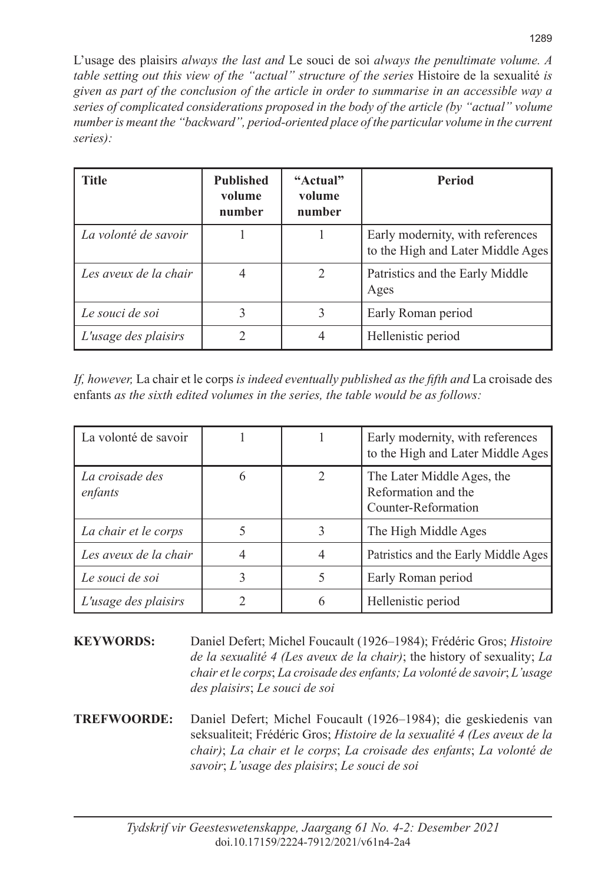L'usage des plaisirs *always the last and* Le souci de soi *always the penultimate volume. A table setting out this view of the "actual" structure of the series* Histoire de la sexualité *is given as part of the conclusion of the article in order to summarise in an accessible way a series of complicated considerations proposed in the body of the article (by "actual" volume number is meant the "backward", period-oriented place of the particular volume in the current series):*

| **Title** | **Published volume number** | **"Actual" volume number** | **Period** |
|---|---|---|---|
| *La volonté de savoir* | 1 | 1 | Early modernity, with references to the High and Later Middle Ages |
| *Les aveux de la chair* | 4 | 2 | Patristics and the Early Middle Ages |
| *Le souci de soi* | 3 | 3 | Early Roman period |
| *L'usage des plaisirs* | 2 | 4 | Hellenistic period |

*If, however,* La chair et le corps *is indeed eventually published as the fifth and* La croisade des enfants *as the sixth edited volumes in the series, the table would be as follows:*

| | | | |
|---|---|---|---|
| La volonté de savoir | 1 | 1 | Early modernity, with references to the High and Later Middle Ages |
| *La croisade des enfants* | 6 | 2 | The Later Middle Ages, the Reformation and the Counter-Reformation |
| *La chair et le corps* | 5 | 3 | The High Middle Ages |
| *Les aveux de la chair* | 4 | 4 | Patristics and the Early Middle Ages |
| *Le souci de soi* | 3 | 5 | Early Roman period |
| *L'usage des plaisirs* | 2 | 6 | Hellenistic period |

**KEYWORDS:** Daniel Defert; Michel Foucault (1926–1984); Frédéric Gros; *Histoire de la sexualité 4 (Les aveux de la chair)*; the history of sexuality; *La chair et le corps*; *La croisade des enfants; La volonté de savoir*; *L'usage des plaisirs*; *Le souci de soi*

**TREFWOORDE:** Daniel Defert; Michel Foucault (1926–1984); die geskiedenis van seksualiteit; Frédéric Gros; *Histoire de la sexualité 4 (Les aveux de la chair)*; *La chair et le corps*; *La croisade des enfants*; *La volonté de savoir*; *L'usage des plaisirs*; *Le souci de soi*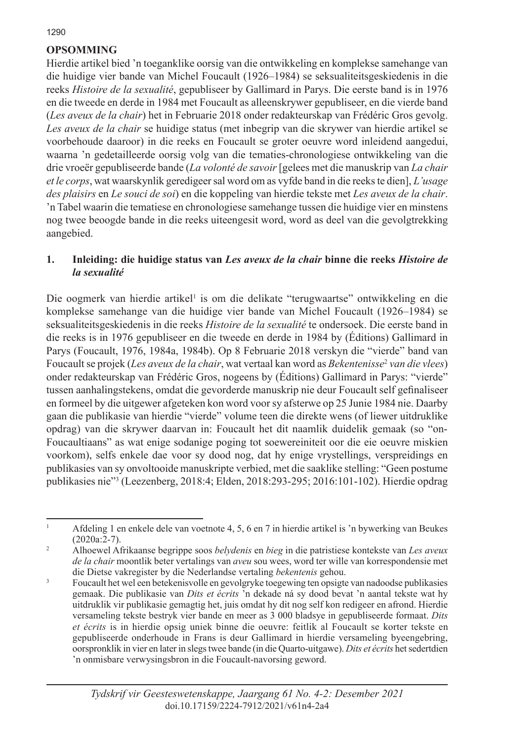## OPSOMMING

Hierdie artikel bied 'n toeganklike oorsig van die ontwikkeling en komplekse samehange van die huidige vier bande van Michel Foucault (1926–1984) se seksualiteitsgeskiedenis in die reeks *Histoire de la sexualité*, gepubliseer by Gallimard in Parys. Die eerste band is in 1976 en die tweede en derde in 1984 met Foucault as alleenskrywer gepubliseer, en die vierde band (*Les aveux de la chair*) het in Februarie 2018 onder redakteurskap van Frédéric Gros gevolg. *Les aveux de la chair* se huidige status (met inbegrip van die skrywer van hierdie artikel se voorbehoude daaroor) in die reeks en Foucault se groter oeuvre word inleidend aangedui, waarna 'n gedetailleerde oorsig volg van die tematies-chronologiese ontwikkeling van die drie vroeër gepubliseerde bande (*La volonté de savoir* [gelees met die manuskrip van *La chair et le corps*, wat waarskynlik geredigeer sal word om as vyfde band in die reeks te dien], *L'usage des plaisirs* en *Le souci de soi*) en die koppeling van hierdie tekste met *Les aveux de la chair*. 'n Tabel waarin die tematiese en chronologiese samehange tussen die huidige vier en minstens nog twee beoogde bande in die reeks uiteengesit word, word as deel van die gevolgtrekking aangebied.

## 1. Inleiding: die huidige status van *Les aveux de la chair* binne die reeks *Histoire de la sexualité*

Die oogmerk van hierdie artikel[1] is om die delikate "terugwaartse" ontwikkeling en die komplekse samehange van die huidige vier bande van Michel Foucault (1926–1984) se seksualiteitsgeskiedenis in die reeks *Histoire de la sexualité* te ondersoek. Die eerste band in die reeks is in 1976 gepubliseer en die tweede en derde in 1984 by (Éditions) Gallimard in Parys (Foucault, 1976, 1984a, 1984b). Op 8 Februarie 2018 verskyn die "vierde" band van Foucault se projek (*Les aveux de la chair*, wat vertaal kan word as *Bekentenisse*[2] *van die vlees*) onder redakteurskap van Frédéric Gros, nogeens by (Éditions) Gallimard in Parys: "vierde" tussen aanhalingstekens, omdat die gevorderde manuskrip nie deur Foucault self gefinaliseer en formeel by die uitgewer afgeteken kon word voor sy afsterwe op 25 Junie 1984 nie. Daarby gaan die publikasie van hierdie "vierde" volume teen die direkte wens (of liewer uitdruklike opdrag) van die skrywer daarvan in: Foucault het dit naamlik duidelik gemaak (so "on-Foucaultiaans" as wat enige sodanige poging tot soewereiniteit oor die eie oeuvre miskien voorkom), selfs enkele dae voor sy dood nog, dat hy enige vrystellings, verspreidings en publikasies van sy onvoltooide manuskripte verbied, met die saaklike stelling: "Geen postume publikasies nie"[3] (Leezenberg, 2018:4; Elden, 2018:293-295; 2016:101-102). Hierdie opdrag

---

[1] Afdeling 1 en enkele dele van voetnote 4, 5, 6 en 7 in hierdie artikel is 'n bywerking van Beukes (2020a:2-7).

[2] Alhoewel Afrikaanse begrippe soos *belydenis* en *bieg* in die patristiese kontekste van *Les aveux de la chair* moontlik beter vertalings van *aveu* sou wees, word ter wille van korrespondensie met die Dietse vakregister by die Nederlandse vertaling *bekentenis* gehou.

[3] Foucault het wel een betekenisvolle en gevolgryke toegewing ten opsigte van nadoodse publikasies gemaak. Die publikasie van *Dits et écrits* 'n dekade ná sy dood bevat 'n aantal tekste wat hy uitdruklik vir publikasie gemagtig het, juis omdat hy dit nog self kon redigeer en afrond. Hierdie versameling tekste bestryk vier bande en meer as 3 000 bladsye in gepubliseerde formaat. *Dits et écrits* is in hierdie opsig uniek binne die oeuvre: feitlik al Foucault se korter tekste en gepubliseerde onderhoude in Frans is deur Gallimard in hierdie versameling byeengebring, oorspronklik in vier en later in slegs twee bande (in die Quarto-uitgawe). *Dits et écrits* het sedertdien 'n onmisbare verwysingsbron in die Foucault-navorsing geword.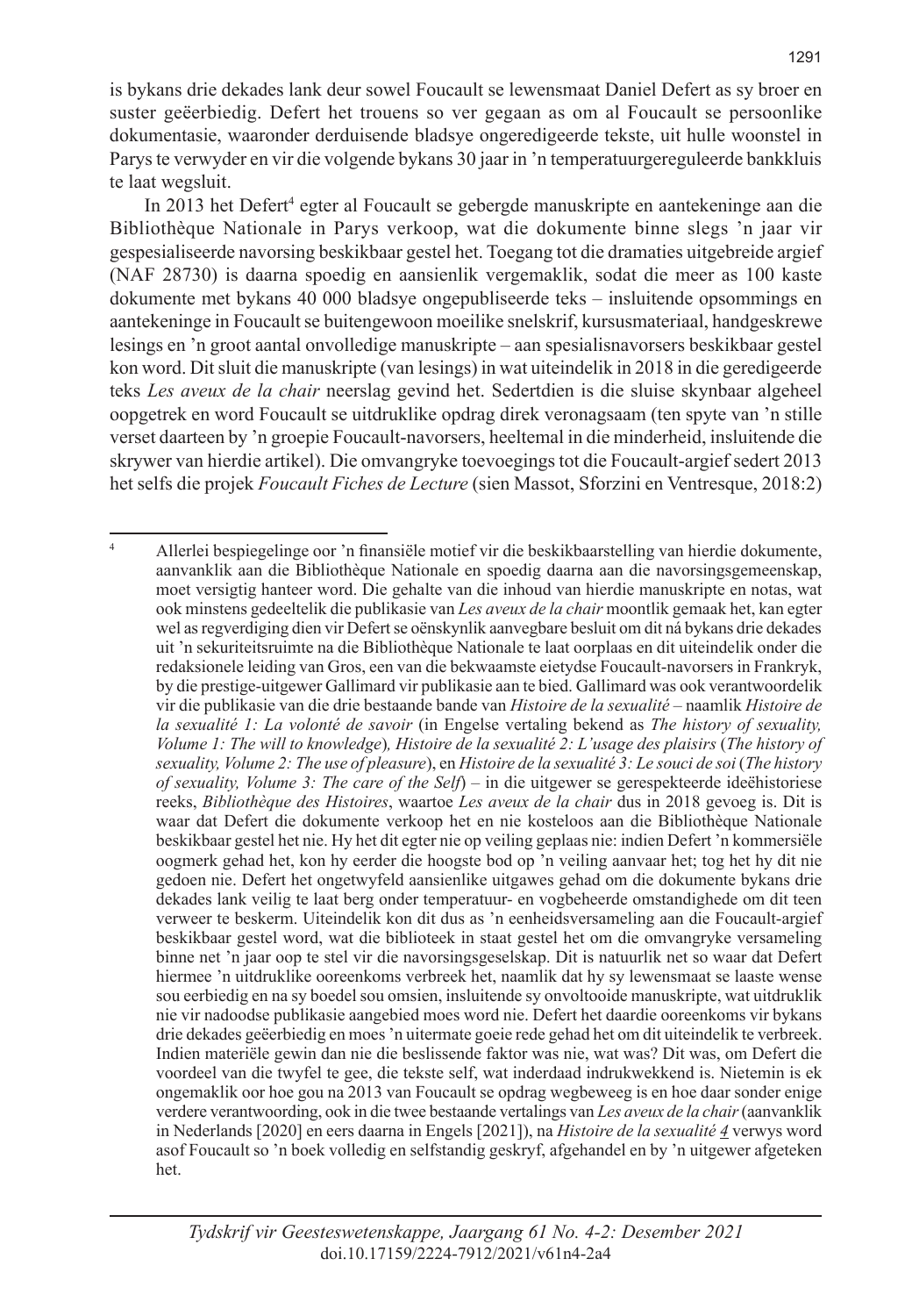is bykans drie dekades lank deur sowel Foucault se lewensmaat Daniel Defert as sy broer en suster geëerbiedig. Defert het trouens so ver gegaan as om al Foucault se persoonlike dokumentasie, waaronder derduisende bladsye ongeredigeerde tekste, uit hulle woonstel in Parys te verwyder en vir die volgende bykans 30 jaar in 'n temperatuurgereguleerde bankkluis te laat wegsluit.

In 2013 het Defert[4] egter al Foucault se gebergde manuskripte en aantekeninge aan die Bibliothèque Nationale in Parys verkoop, wat die dokumente binne slegs 'n jaar vir gespesialiseerde navorsing beskikbaar gestel het. Toegang tot die dramaties uitgebreide argief (NAF 28730) is daarna spoedig en aansienlik vergemaklik, sodat die meer as 100 kaste dokumente met bykans 40 000 bladsye ongepubliseerde teks – insluitende opsommings en aantekeninge in Foucault se buitengewoon moeilike snelskrif, kursusmateriaal, handgeskrewe lesings en 'n groot aantal onvolledige manuskripte – aan spesialisnavorsers beskikbaar gestel kon word. Dit sluit die manuskripte (van lesings) in wat uiteindelik in 2018 in die geredigeerde teks *Les aveux de la chair* neerslag gevind het. Sedertdien is die sluise skynbaar algeheel oopgetrek en word Foucault se uitdruklike opdrag direk veronagsaam (ten spyte van 'n stille verset daarteen by 'n groepie Foucault-navorsers, heeltemal in die minderheid, insluitende die skrywer van hierdie artikel). Die omvangryke toevoegings tot die Foucault-argief sedert 2013 het selfs die projek *Foucault Fiches de Lecture* (sien Massot, Sforzini en Ventresque, 2018:2)

---

[4] Allerlei bespiegelinge oor 'n finansiële motief vir die beskikbaarstelling van hierdie dokumente, aanvanklik aan die Bibliothèque Nationale en spoedig daarna aan die navorsingsgemeenskap, moet versigtig hanteer word. Die gehalte van die inhoud van hierdie manuskripte en notas, wat ook minstens gedeeltelik die publikasie van *Les aveux de la chair* moontlik gemaak het, kan egter wel as regverdiging dien vir Defert se oënskynlik aanvegbare besluit om dit ná bykans drie dekades uit 'n sekuriteitsruimte na die Bibliothèque Nationale te laat oorplaas en dit uiteindelik onder die redaksionele leiding van Gros, een van die bekwaamste eietydse Foucault-navorsers in Frankryk, by die prestige-uitgewer Gallimard vir publikasie aan te bied. Gallimard was ook verantwoordelik vir die publikasie van die drie bestaande bande van *Histoire de la sexualité* – naamlik *Histoire de la sexualité 1: La volonté de savoir* (in Engelse vertaling bekend as *The history of sexuality, Volume 1: The will to knowledge*), *Histoire de la sexualité 2: L'usage des plaisirs* (*The history of sexuality, Volume 2: The use of pleasure*), en *Histoire de la sexualité 3: Le souci de soi* (*The history of sexuality, Volume 3: The care of the Self*) – in die uitgewer se gerespekteerde ideëhistoriese reeks, *Bibliothèque des Histoires*, waartoe *Les aveux de la chair* dus in 2018 gevoeg is. Dit is waar dat Defert die dokumente verkoop het en nie kosteloos aan die Bibliothèque Nationale beskikbaar gestel het nie. Hy het dit egter nie op veiling geplaas nie: indien Defert 'n kommersiële oogmerk gehad het, kon hy eerder die hoogste bod op 'n veiling aanvaar het; tog het hy dit nie gedoen nie. Defert het ongetwyfeld aansienlike uitgawes gehad om die dokumente bykans drie dekades lank veilig te laat berg onder temperatuur- en vogbeheerde omstandighede om dit teen verweer te beskerm. Uiteindelik kon dit dus as 'n eenheidsversameling aan die Foucault-argief beskikbaar gestel word, wat die biblioteek in staat gestel het om die omvangryke versameling binne net 'n jaar oop te stel vir die navorsingsgeselskap. Dit is natuurlik net so waar dat Defert hiermee 'n uitdruklike ooreenkoms verbreek het, naamlik dat hy sy lewensmaat se laaste wense sou eerbiedig en na sy boedel sou omsien, insluitende sy onvoltooide manuskripte, wat uitdruklik nie vir nadoodse publikasie aangebied moes word nie. Defert het daardie ooreenkoms vir bykans drie dekades geëerbiedig en moes 'n uitermate goeie rede gehad het om dit uiteindelik te verbreek. Indien materiële gewin dan nie die beslissende faktor was nie, wat was? Dit was, om Defert die voordeel van die twyfel te gee, die tekste self, wat inderdaad indrukwekkend is. Nietemin is ek ongemaklik oor hoe gou na 2013 van Foucault se opdrag wegbeweeg is en hoe daar sonder enige verdere verantwoording, ook in die twee bestaande vertalings van *Les aveux de la chair* (aanvanklik in Nederlands [2020] en eers daarna in Engels [2021]), na *Histoire de la sexualité 4* verwys word asof Foucault so 'n boek volledig en selfstandig geskryf, afgehandel en by 'n uitgewer afgeteken het.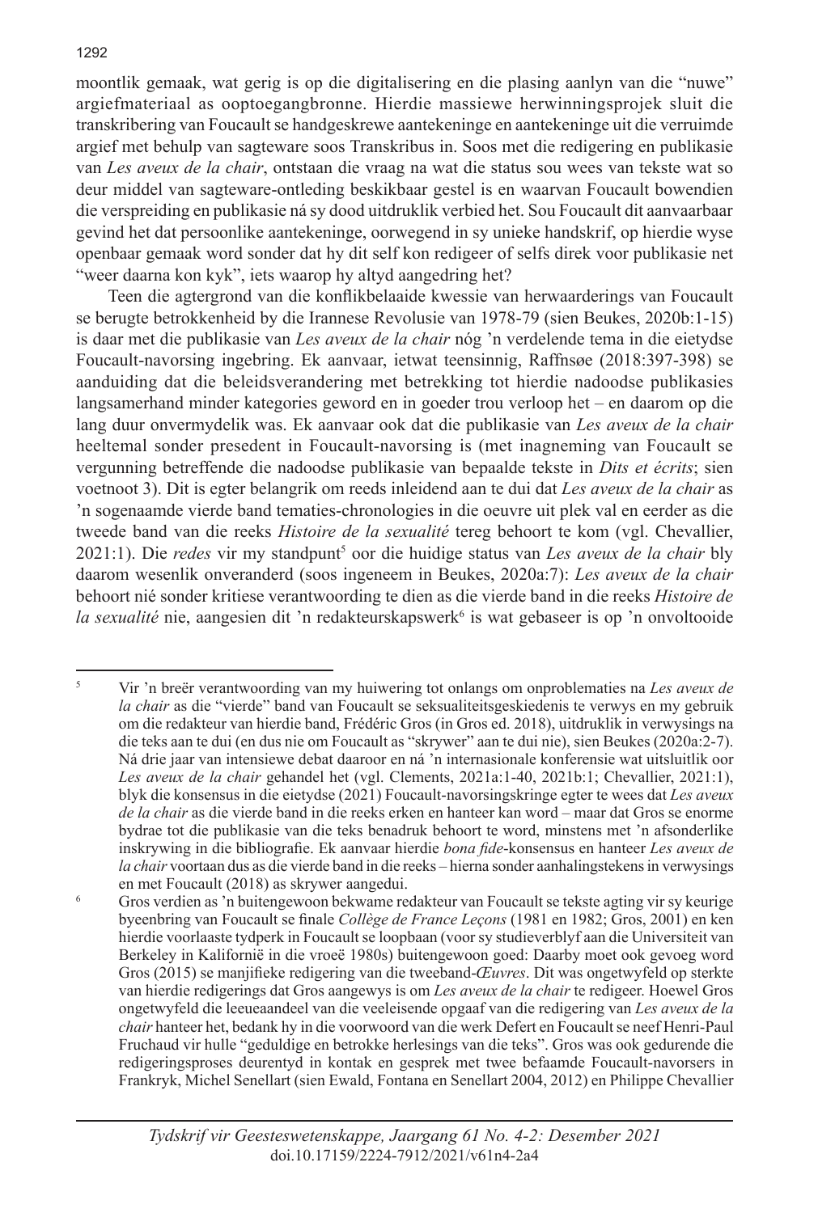moontlik gemaak, wat gerig is op die digitalisering en die plasing aanlyn van die "nuwe" argiefmateriaal as ooptoegangbronne. Hierdie massiewe herwinningsprojek sluit die transkribering van Foucault se handgeskrewe aantekeninge en aantekeninge uit die verruimde argief met behulp van sagteware soos Transkribus in. Soos met die redigering en publikasie van *Les aveux de la chair*, ontstaan die vraag na wat die status sou wees van tekste wat so deur middel van sagteware-ontleding beskikbaar gestel is en waarvan Foucault bowendien die verspreiding en publikasie ná sy dood uitdruklik verbied het. Sou Foucault dit aanvaarbaar gevind het dat persoonlike aantekeninge, oorwegend in sy unieke handskrif, op hierdie wyse openbaar gemaak word sonder dat hy dit self kon redigeer of selfs direk voor publikasie net "weer daarna kon kyk", iets waarop hy altyd aangedring het?

Teen die agtergrond van die konflikbelaaide kwessie van herwaarderings van Foucault se berugte betrokkenheid by die Irannese Revolusie van 1978-79 (sien Beukes, 2020b:1-15) is daar met die publikasie van *Les aveux de la chair* nóg 'n verdelende tema in die eietydse Foucault-navorsing ingebring. Ek aanvaar, ietwat teensinnig, Raffnsøe (2018:397-398) se aanduiding dat die beleidsverandering met betrekking tot hierdie nadoodse publikasies langsamerhand minder kategories geword en in goeder trou verloop het – en daarom op die lang duur onvermydelik was. Ek aanvaar ook dat die publikasie van *Les aveux de la chair* heeltemal sonder presedent in Foucault-navorsing is (met inagneming van Foucault se vergunning betreffende die nadoodse publikasie van bepaalde tekste in *Dits et écrits*; sien voetnoot 3). Dit is egter belangrik om reeds inleidend aan te dui dat *Les aveux de la chair* as 'n sogenaamde vierde band tematies-chronologies in die oeuvre uit plek val en eerder as die tweede band van die reeks *Histoire de la sexualité* tereg behoort te kom (vgl. Chevallier, 2021:1). Die *redes* vir my standpunt[5] oor die huidige status van *Les aveux de la chair* bly daarom wesenlik onveranderd (soos ingeneem in Beukes, 2020a:7): *Les aveux de la chair* behoort nié sonder kritiese verantwoording te dien as die vierde band in die reeks *Histoire de la sexualité* nie, aangesien dit 'n redakteurskapswerk[6] is wat gebaseer is op 'n onvoltooide

---

[5] Vir 'n breër verantwoording van my huiwering tot onlangs om onproblematies na *Les aveux de la chair* as die "vierde" band van Foucault se seksualiteitsgeskiedenis te verwys en my gebruik om die redakteur van hierdie band, Frédéric Gros (in Gros ed. 2018), uitdruklik in verwysings na die teks aan te dui (en dus nie om Foucault as "skrywer" aan te dui nie), sien Beukes (2020a:2-7). Ná drie jaar van intensiewe debat daaroor en ná 'n internasionale konferensie wat uitsluitlik oor *Les aveux de la chair* gehandel het (vgl. Clements, 2021a:1-40, 2021b:1; Chevallier, 2021:1), blyk die konsensus in die eietydse (2021) Foucault-navorsingskringe egter te wees dat *Les aveux de la chair* as die vierde band in die reeks erken en hanteer kan word – maar dat Gros se enorme bydrae tot die publikasie van die teks benadruk behoort te word, minstens met 'n afsonderlike inskrywing in die bibliografie. Ek aanvaar hierdie *bona fide*-konsensus en hanteer *Les aveux de la chair* voortaan dus as die vierde band in die reeks – hierna sonder aanhalingstekens in verwysings en met Foucault (2018) as skrywer aangedui.

[6] Gros verdien as 'n buitengewoon bekwame redakteur van Foucault se tekste agting vir sy keurige byeenbring van Foucault se finale *Collège de France Leçons* (1981 en 1982; Gros, 2001) en ken hierdie voorlaaste tydperk in Foucault se loopbaan (voor sy studieverblyf aan die Universiteit van Berkeley in Kalifornië in die vroeë 1980s) buitengewoon goed: Daarby moet ook gevoeg word Gros (2015) se manjifieke redigering van die tweeband-*Œuvres*. Dit was ongetwyfeld op sterkte van hierdie redigerings dat Gros aangewys is om *Les aveux de la chair* te redigeer. Hoewel Gros ongetwyfeld die leeueaandeel van die veeleisende opgaaf van die redigering van *Les aveux de la chair* hanteer het, bedank hy in die voorwoord van die werk Defert en Foucault se neef Henri-Paul Fruchaud vir hulle "geduldige en betrokke herlesings van die teks". Gros was ook gedurende die redigeringsproses deurentyd in kontak en gesprek met twee befaamde Foucault-navorsers in Frankryk, Michel Senellart (sien Ewald, Fontana en Senellart 2004, 2012) en Philippe Chevallier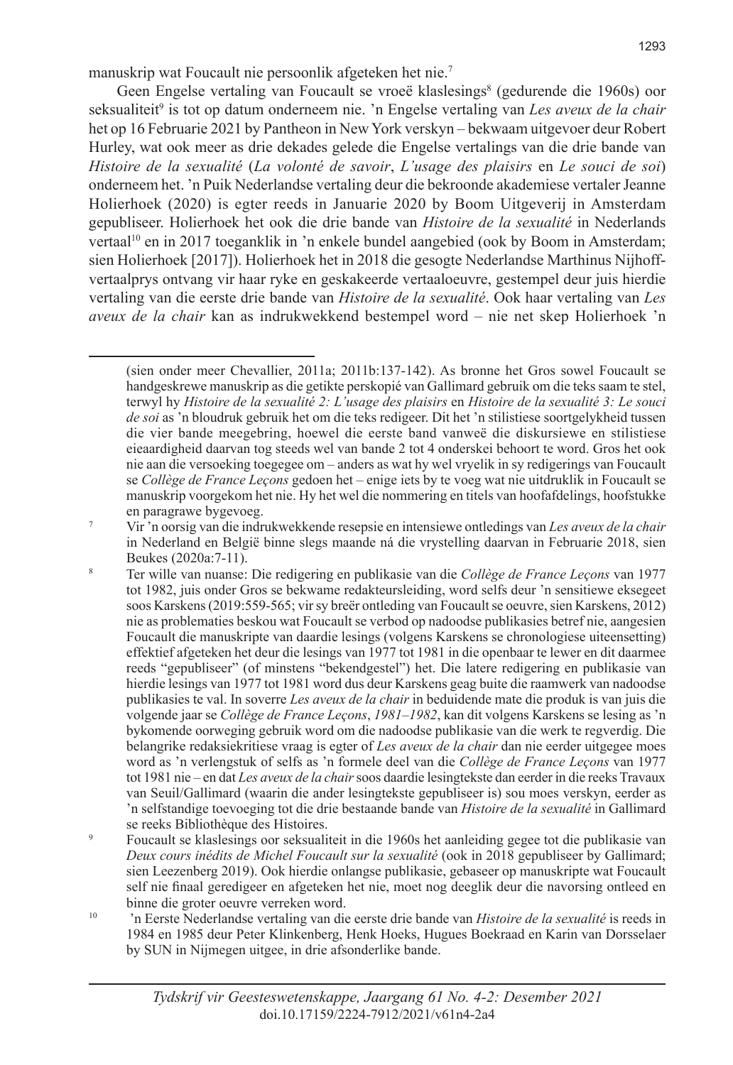manuskrip wat Foucault nie persoonlik afgeteken het nie.[7]

Geen Engelse vertaling van Foucault se vroeë klaslesings[8] (gedurende die 1960s) oor seksualiteit[9] is tot op datum onderneem nie. 'n Engelse vertaling van *Les aveux de la chair* het op 16 Februarie 2021 by Pantheon in New York verskyn – bekwaam uitgevoer deur Robert Hurley, wat ook meer as drie dekades gelede die Engelse vertalings van die drie bande van *Histoire de la sexualité* (*La volonté de savoir*, *L'usage des plaisirs* en *Le souci de soi*) onderneem het. 'n Puik Nederlandse vertaling deur die bekroonde akademiese vertaler Jeanne Holierhoek (2020) is egter reeds in Januarie 2020 by Boom Uitgeverij in Amsterdam gepubliseer. Holierhoek het ook die drie bande van *Histoire de la sexualité* in Nederlands vertaal[10] en in 2017 toeganklik in 'n enkele bundel aangebied (ook by Boom in Amsterdam; sien Holierhoek [2017]). Holierhoek het in 2018 die gesogte Nederlandse Marthinus Nijhoff-vertaalprys ontvang vir haar ryke en geskakeerde vertaaloeuvre, gestempel deur juis hierdie vertaling van die eerste drie bande van *Histoire de la sexualité*. Ook haar vertaling van *Les aveux de la chair* kan as indrukwekkend bestempel word – nie net skep Holierhoek 'n

---

(sien onder meer Chevallier, 2011a; 2011b:137-142). As bronne het Gros sowel Foucault se handgeskrewe manuskrip as die getikte perskopié van Gallimard gebruik om die teks saam te stel, terwyl hy *Histoire de la sexualité 2: L'usage des plaisirs* en *Histoire de la sexualité 3: Le souci de soi* as 'n bloudruk gebruik het om die teks redigeer. Dit het 'n stilistiese soortgelykheid tussen die vier bande meegebring, hoewel die eerste band vanweë die diskursiewe en stilistiese eieaardigheid daarvan tog steeds wel van bande 2 tot 4 onderskei behoort te word. Gros het ook nie aan die versoeking toegegee om – anders as wat hy wel vryelik in sy redigerings van Foucault se *Collège de France Leçons* gedoen het – enige iets by te voeg wat nie uitdruklik in Foucault se manuskrip voorgekom het nie. Hy het wel die nommering en titels van hoofafdelings, hoofstukke en paragrawe bygevoeg.

[7] Vir 'n oorsig van die indrukwekkende resepsie en intensiewe ontledings van *Les aveux de la chair* in Nederland en België binne slegs maande ná die vrystelling daarvan in Februarie 2018, sien Beukes (2020a:7-11).

[8] Ter wille van nuanse: Die redigering en publikasie van die *Collège de France Leçons* van 1977 tot 1982, juis onder Gros se bekwame redakteursleiding, word selfs deur 'n sensitiewe eksegeet soos Karskens (2019:559-565; vir sy breër ontleding van Foucault se oeuvre, sien Karskens, 2012) nie as problematies beskou wat Foucault se verbod op nadoodse publikasies betref nie, aangesien Foucault die manuskripte van daardie lesings (volgens Karskens se chronologiese uiteensetting) effektief afgeteken het deur die lesings van 1977 tot 1981 in die openbaar te lewer en dit daarmee reeds "gepubliseer" (of minstens "bekendgestel") het. Die latere redigering en publikasie van hierdie lesings van 1977 tot 1981 word dus deur Karskens geag buite die raamwerk van nadoodse publikasies te val. In soverre *Les aveux de la chair* in beduidende mate die produk is van juis die volgende jaar se *Collège de France Leçons*, *1981–1982*, kan dit volgens Karskens se lesing as 'n bykomende oorweging gebruik word om die nadoodse publikasie van die werk te regverdig. Die belangrike redaksiekritiese vraag is egter of *Les aveux de la chair* dan nie eerder uitgegee moes word as 'n verlengstuk of selfs as 'n formele deel van die *Collège de France Leçons* van 1977 tot 1981 nie – en dat *Les aveux de la chair* soos daardie lesingtekste dan eerder in die reeks Travaux van Seuil/Gallimard (waarin die ander lesingtekste gepubliseer is) sou moes verskyn, eerder as 'n selfstandige toevoeging tot die drie bestaande bande van *Histoire de la sexualité* in Gallimard se reeks Bibliothèque des Histoires.

[9] Foucault se klaslesings oor seksualiteit in die 1960s het aanleiding gegee tot die publikasie van *Deux cours inédits de Michel Foucault sur la sexualité* (ook in 2018 gepubliseer by Gallimard; sien Leezenberg 2019). Ook hierdie onlangse publikasie, gebaseer op manuskripte wat Foucault self nie finaal geredigeer en afgeteken het nie, moet nog deeglik deur die navorsing ontleed en binne die groter oeuvre verreken word.

[10] 'n Eerste Nederlandse vertaling van die eerste drie bande van *Histoire de la sexualité* is reeds in 1984 en 1985 deur Peter Klinkenberg, Henk Hoeks, Hugues Boekraad en Karin van Dorsselaer by SUN in Nijmegen uitgee, in drie afsonderlike bande.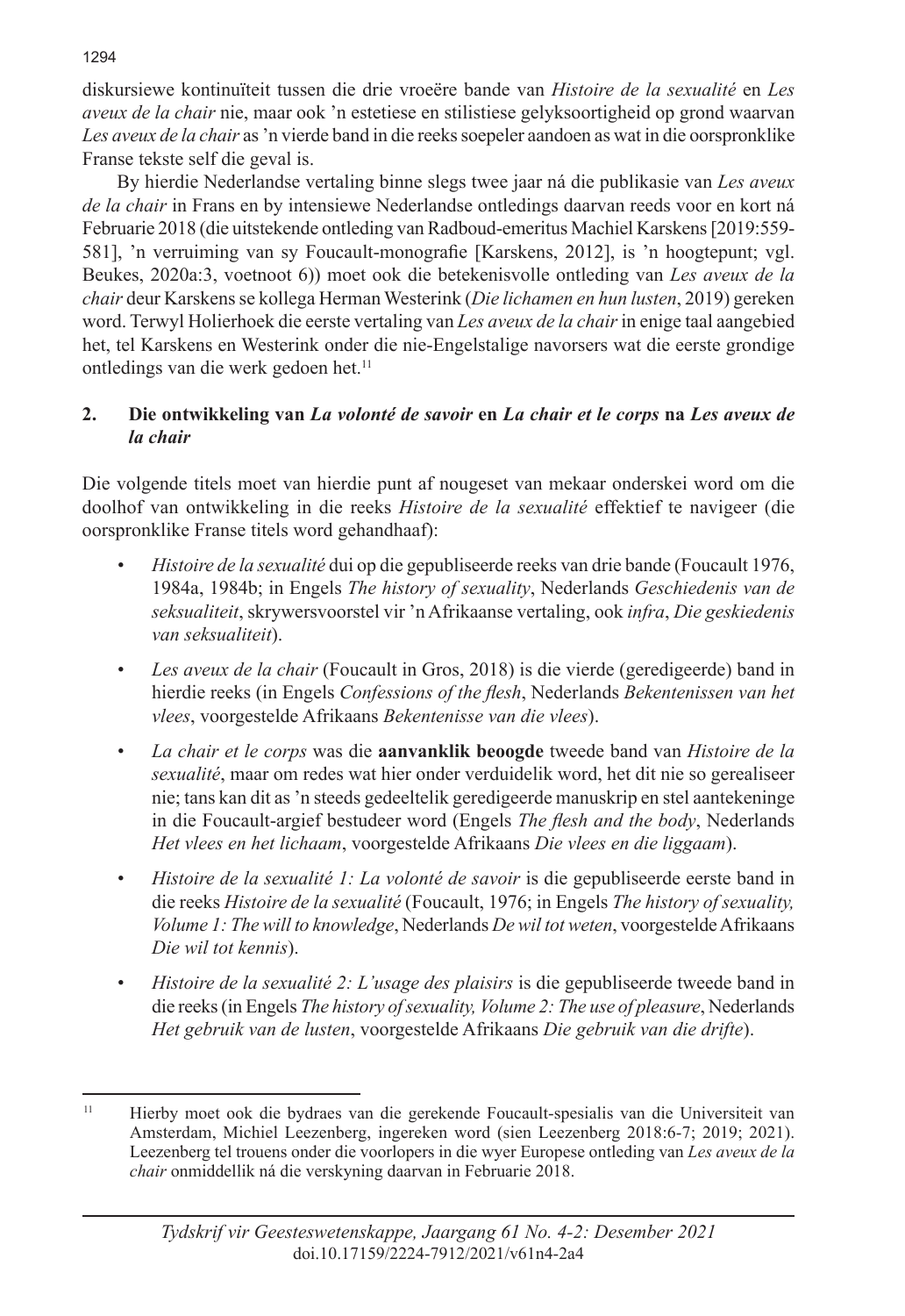diskursiewe kontinuïteit tussen die drie vroeëre bande van *Histoire de la sexualité* en *Les aveux de la chair* nie, maar ook 'n estetiese en stilistiese gelyksoortigheid op grond waarvan *Les aveux de la chair* as 'n vierde band in die reeks soepeler aandoen as wat in die oorspronklike Franse tekste self die geval is.

By hierdie Nederlandse vertaling binne slegs twee jaar ná die publikasie van *Les aveux de la chair* in Frans en by intensiewe Nederlandse ontledings daarvan reeds voor en kort ná Februarie 2018 (die uitstekende ontleding van Radboud-emeritus Machiel Karskens [2019:559-581], 'n verruiming van sy Foucault-monografie [Karskens, 2012], is 'n hoogtepunt; vgl. Beukes, 2020a:3, voetnoot 6)) moet ook die betekenisvolle ontleding van *Les aveux de la chair* deur Karskens se kollega Herman Westerink (*Die lichamen en hun lusten*, 2019) gereken word. Terwyl Holierhoek die eerste vertaling van *Les aveux de la chair* in enige taal aangebied het, tel Karskens en Westerink onder die nie-Engelstalige navorsers wat die eerste grondige ontledings van die werk gedoen het.[11]

## 2. Die ontwikkeling van *La volonté de savoir* en *La chair et le corps* na *Les aveux de la chair*

Die volgende titels moet van hierdie punt af nougeset van mekaar onderskei word om die doolhof van ontwikkeling in die reeks *Histoire de la sexualité* effektief te navigeer (die oorspronklike Franse titels word gehandhaaf):

- *Histoire de la sexualité* dui op die gepubliseerde reeks van drie bande (Foucault 1976, 1984a, 1984b; in Engels *The history of sexuality*, Nederlands *Geschiedenis van de seksualiteit*, skrywersvoorstel vir 'n Afrikaanse vertaling, ook *infra*, *Die geskiedenis van seksualiteit*).
- *Les aveux de la chair* (Foucault in Gros, 2018) is die vierde (geredigeerde) band in hierdie reeks (in Engels *Confessions of the flesh*, Nederlands *Bekentenissen van het vlees*, voorgestelde Afrikaans *Bekentenisse van die vlees*).
- *La chair et le corps* was die **aanvanklik beoogde** tweede band van *Histoire de la sexualité*, maar om redes wat hier onder verduidelik word, het dit nie so gerealiseer nie; tans kan dit as 'n steeds gedeeltelik geredigeerde manuskrip en stel aantekeninge in die Foucault-argief bestudeer word (Engels *The flesh and the body*, Nederlands *Het vlees en het lichaam*, voorgestelde Afrikaans *Die vlees en die liggaam*).
- *Histoire de la sexualité 1: La volonté de savoir* is die gepubliseerde eerste band in die reeks *Histoire de la sexualité* (Foucault, 1976; in Engels *The history of sexuality, Volume 1: The will to knowledge*, Nederlands *De wil tot weten*, voorgestelde Afrikaans *Die wil tot kennis*).
- *Histoire de la sexualité 2: L'usage des plaisirs* is die gepubliseerde tweede band in die reeks (in Engels *The history of sexuality, Volume 2: The use of pleasure*, Nederlands *Het gebruik van de lusten*, voorgestelde Afrikaans *Die gebruik van die drifte*).

---

[11] Hierby moet ook die bydraes van die gerekende Foucault-spesialis van die Universiteit van Amsterdam, Michiel Leezenberg, ingereken word (sien Leezenberg 2018:6-7; 2019; 2021). Leezenberg tel trouens onder die voorlopers in die wyer Europese ontleding van *Les aveux de la chair* onmiddellik ná die verskyning daarvan in Februarie 2018.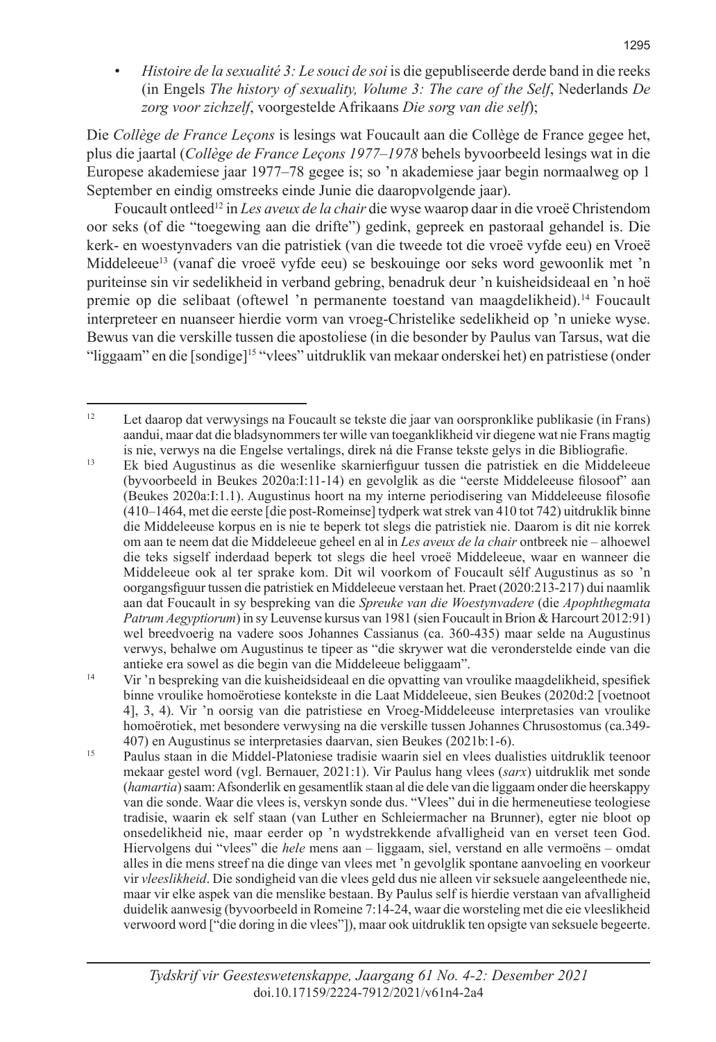- *Histoire de la sexualité 3: Le souci de soi* is die gepubliseerde derde band in die reeks (in Engels *The history of sexuality, Volume 3: The care of the Self*, Nederlands *De zorg voor zichzelf*, voorgestelde Afrikaans *Die sorg van die self*);

Die *Collège de France Leçons* is lesings wat Foucault aan die Collège de France gegee het, plus die jaartal (*Collège de France Leçons 1977–1978* behels byvoorbeeld lesings wat in die Europese akademiese jaar 1977–78 gegee is; so 'n akademiese jaar begin normaalweg op 1 September en eindig omstreeks einde Junie die daaropvolgende jaar).

Foucault ontleed[12] in *Les aveux de la chair* die wyse waarop daar in die vroeë Christendom oor seks (of die "toegewing aan die drifte") gedink, gepreek en pastoraal gehandel is. Die kerk- en woestynvaders van die patristiek (van die tweede tot die vroeë vyfde eeu) en Vroeë Middeleeue[13] (vanaf die vroeë vyfde eeu) se beskouinge oor seks word gewoonlik met 'n puriteinse sin vir sedelikheid in verband gebring, benadruk deur 'n kuisheidsideaal en 'n hoë premie op die selibaat (oftewel 'n permanente toestand van maagdelikheid).[14] Foucault interpreteer en nuanseer hierdie vorm van vroeg-Christelike sedelikheid op 'n unieke wyse. Bewus van die verskille tussen die apostoliese (in die besonder by Paulus van Tarsus, wat die "liggaam" en die [sondige][15] "vlees" uitdruklik van mekaar onderskei het) en patristiese (onder

---

[12] Let daarop dat verwysings na Foucault se tekste die jaar van oorspronklike publikasie (in Frans) aandui, maar dat die bladsynommers ter wille van toeganklikheid vir diegene wat nie Frans magtig is nie, verwys na die Engelse vertalings, direk ná die Franse tekste gelys in die Bibliografie.

[13] Ek bied Augustinus as die wesenlike skarnierfiguur tussen die patristiek en die Middeleeue (byvoorbeeld in Beukes 2020a:I:11-14) en gevolglik as die "eerste Middeleeuse filosoof" aan (Beukes 2020a:I:1.1). Augustinus hoort na my interne periodisering van Middeleeuse filosofie (410–1464, met die eerste [die post-Romeinse] tydperk wat strek van 410 tot 742) uitdruklik binne die Middeleeuse korpus en is nie te beperk tot slegs die patristiek nie. Daarom is dit nie korrek om aan te neem dat die Middeleeue geheel en al in *Les aveux de la chair* ontbreek nie – alhoewel die teks sigself inderdaad beperk tot slegs die heel vroeë Middeleeue, waar en wanneer die Middeleeue ook al ter sprake kom. Dit wil voorkom of Foucault sélf Augustinus as so 'n oorgangsfiguur tussen die patristiek en Middeleeue verstaan het. Praet (2020:213-217) dui naamlik aan dat Foucault in sy bespreking van die *Spreuke van die Woestynvadere* (die *Apophthegmata Patrum Aegyptiorum*) in sy Leuvense kursus van 1981 (sien Foucault in Brion & Harcourt 2012:91) wel breedvoerig na vadere soos Johannes Cassianus (ca. 360-435) maar selde na Augustinus verwys, behalwe om Augustinus te tipeer as "die skrywer wat die veronderstelde einde van die antieke era sowel as die begin van die Middeleeue beliggaam".

[14] Vir 'n bespreking van die kuisheidsideaal en die opvatting van vroulike maagdelikheid, spesifiek binne vroulike homoërotiese kontekste in die Laat Middeleeue, sien Beukes (2020d:2 [voetnoot 4], 3, 4). Vir 'n oorsig van die patristiese en Vroeg-Middeleeuse interpretasies van vroulike homoërotiek, met besondere verwysing na die verskille tussen Johannes Chrusostomus (ca.349-407) en Augustinus se interpretasies daarvan, sien Beukes (2021b:1-6).

[15] Paulus staan in die Middel-Platoniese tradisie waarin siel en vlees dualisties uitdruklik teenoor mekaar gestel word (vgl. Bernauer, 2021:1). Vir Paulus hang vlees (*sarx*) uitdruklik met sonde (*hamartia*) saam: Afsonderlik en gesamentlik staan al die dele van die liggaam onder die heerskappy van die sonde. Waar die vlees is, verskyn sonde dus. "Vlees" dui in die hermeneutiese teologiese tradisie, waarin ek self staan (van Luther en Schleiermacher na Brunner), egter nie bloot op onsedelikheid nie, maar eerder op 'n wydstrekkende afvalligheid van en verset teen God. Hiervolgens dui "vlees" die *hele* mens aan – liggaam, siel, verstand en alle vermoëns – omdat alles in die mens streef na die dinge van vlees met 'n gevolglik spontane aanvoeling en voorkeur vir *vleeslikheid*. Die sondigheid van die vlees geld dus nie alleen vir seksuele aangeleenthede nie, maar vir elke aspek van die menslike bestaan. By Paulus self is hierdie verstaan van afvalligheid duidelik aanwesig (byvoorbeeld in Romeine 7:14-24, waar die worsteling met die eie vleeslikheid verwoord word ["die doring in die vlees"]), maar ook uitdruklik ten opsigte van seksuele begeerte.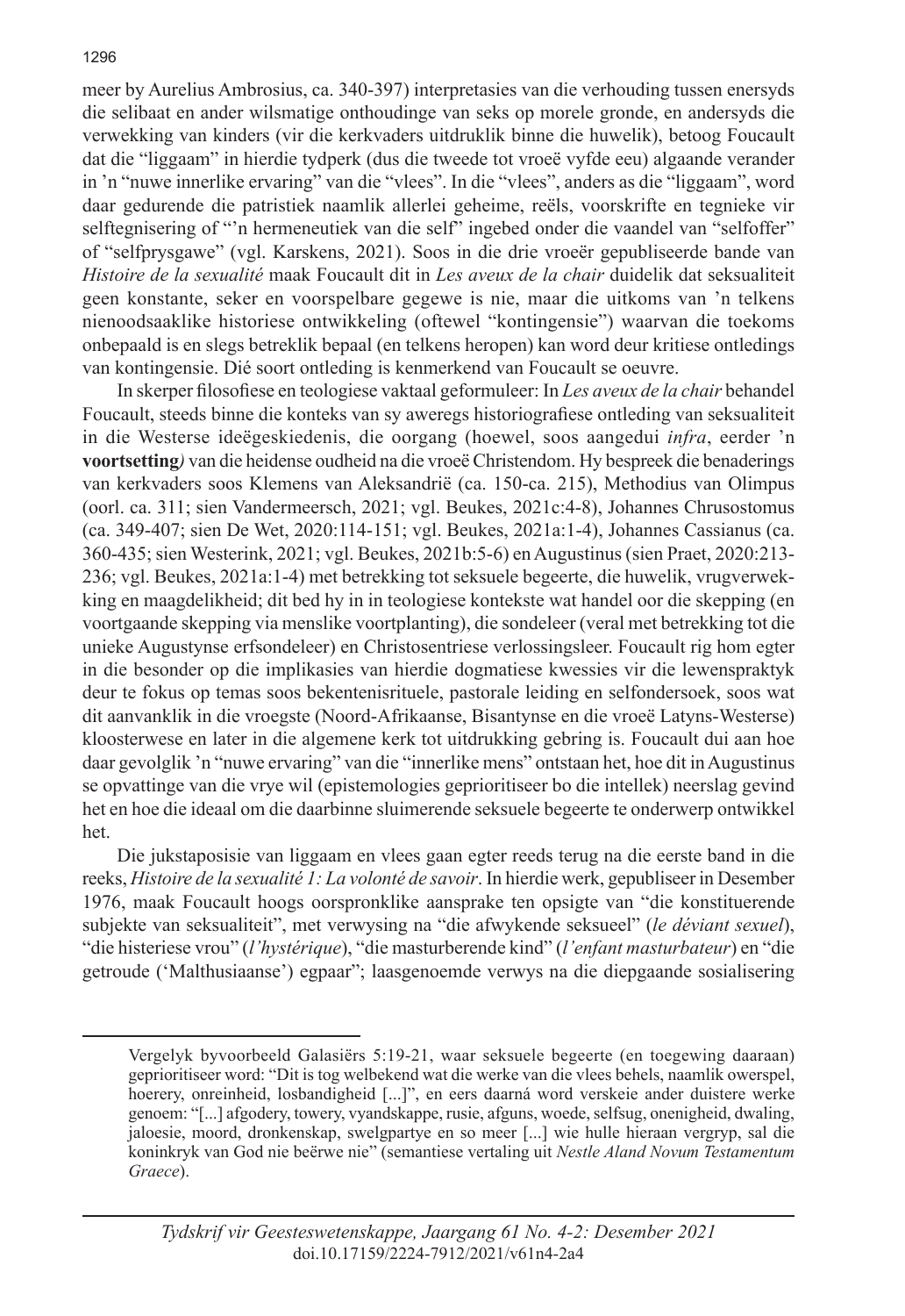meer by Aurelius Ambrosius, ca. 340-397) interpretasies van die verhouding tussen enersyds die selibaat en ander wilsmatige onthoudinge van seks op morele gronde, en andersyds die verwekking van kinders (vir die kerkvaders uitdruklik binne die huwelik), betoog Foucault dat die "liggaam" in hierdie tydperk (dus die tweede tot vroeë vyfde eeu) algaande verander in 'n "nuwe innerlike ervaring" van die "vlees". In die "vlees", anders as die "liggaam", word daar gedurende die patristiek naamlik allerlei geheime, reëls, voorskrifte en tegnieke vir selftegnisering of "'n hermeneutiek van die self" ingebed onder die vaandel van "selfoffer" of "selfprysgawe" (vgl. Karskens, 2021). Soos in die drie vroeër gepubliseerde bande van *Histoire de la sexualité* maak Foucault dit in *Les aveux de la chair* duidelik dat seksualiteit geen konstante, seker en voorspelbare gegewe is nie, maar die uitkoms van 'n telkens nienoodsaaklike historiese ontwikkeling (oftewel "kontingensie") waarvan die toekoms onbepaald is en slegs betreklik bepaal (en telkens heropen) kan word deur kritiese ontledings van kontingensie. Dié soort ontleding is kenmerkend van Foucault se oeuvre.

In skerper filosofiese en teologiese vaktaal geformuleer: In *Les aveux de la chair* behandel Foucault, steeds binne die konteks van sy aweregs historiografiese ontleding van seksualiteit in die Westerse ideëgeskiedenis, die oorgang (hoewel, soos aangedui *infra*, eerder 'n **voortsetting***)* van die heidense oudheid na die vroeë Christendom. Hy bespreek die benaderings van kerkvaders soos Klemens van Aleksandrië (ca. 150-ca. 215), Methodius van Olimpus (oorl. ca. 311; sien Vandermeersch, 2021; vgl. Beukes, 2021c:4-8), Johannes Chrusostomus (ca. 349-407; sien De Wet, 2020:114-151; vgl. Beukes, 2021a:1-4), Johannes Cassianus (ca. 360-435; sien Westerink, 2021; vgl. Beukes, 2021b:5-6) en Augustinus (sien Praet, 2020:213-236; vgl. Beukes, 2021a:1-4) met betrekking tot seksuele begeerte, die huwelik, vrugverwekking en maagdelikheid; dit bed hy in in teologiese kontekste wat handel oor die skepping (en voortgaande skepping via menslike voortplanting), die sondeleer (veral met betrekking tot die unieke Augustynse erfsondeleer) en Christosentriese verlossingsleer. Foucault rig hom egter in die besonder op die implikasies van hierdie dogmatiese kwessies vir die lewenspraktyk deur te fokus op temas soos bekentenisrituele, pastorale leiding en selfondersoek, soos wat dit aanvanklik in die vroegste (Noord-Afrikaanse, Bisantynse en die vroeë Latyns-Westerse) kloosterwese en later in die algemene kerk tot uitdrukking gebring is. Foucault dui aan hoe daar gevolglik 'n "nuwe ervaring" van die "innerlike mens" ontstaan het, hoe dit in Augustinus se opvattinge van die vrye wil (epistemologies geprioritiseer bo die intellek) neerslag gevind het en hoe die ideaal om die daarbinne sluimerende seksuele begeerte te onderwerp ontwikkel het.

Die jukstaposisie van liggaam en vlees gaan egter reeds terug na die eerste band in die reeks, *Histoire de la sexualité 1: La volonté de savoir*. In hierdie werk, gepubliseer in Desember 1976, maak Foucault hoogs oorspronklike aansprake ten opsigte van "die konstituerende subjekte van seksualiteit", met verwysing na "die afwykende seksueel" (*le déviant sexuel*), "die histeriese vrou" (*l'hystérique*), "die masturberende kind" (*l'enfant masturbateur*) en "die getroude ('Malthusiaanse') egpaar"; laasgenoemde verwys na die diepgaande sosialisering

---

Vergelyk byvoorbeeld Galasiërs 5:19-21, waar seksuele begeerte (en toegewing daaraan) geprioritiseer word: "Dit is tog welbekend wat die werke van die vlees behels, naamlik owerspel, hoerery, onreinheid, losbandigheid [...]", en eers daarná word verskeie ander duistere werke genoem: "[...] afgodery, towery, vyandskappe, rusie, afguns, woede, selfsug, onenigheid, dwaling, jaloesie, moord, dronkenskap, swelgpartye en so meer [...] wie hulle hieraan vergryp, sal die koninkryk van God nie beërwe nie" (semantiese vertaling uit *Nestle Aland Novum Testamentum Graece*).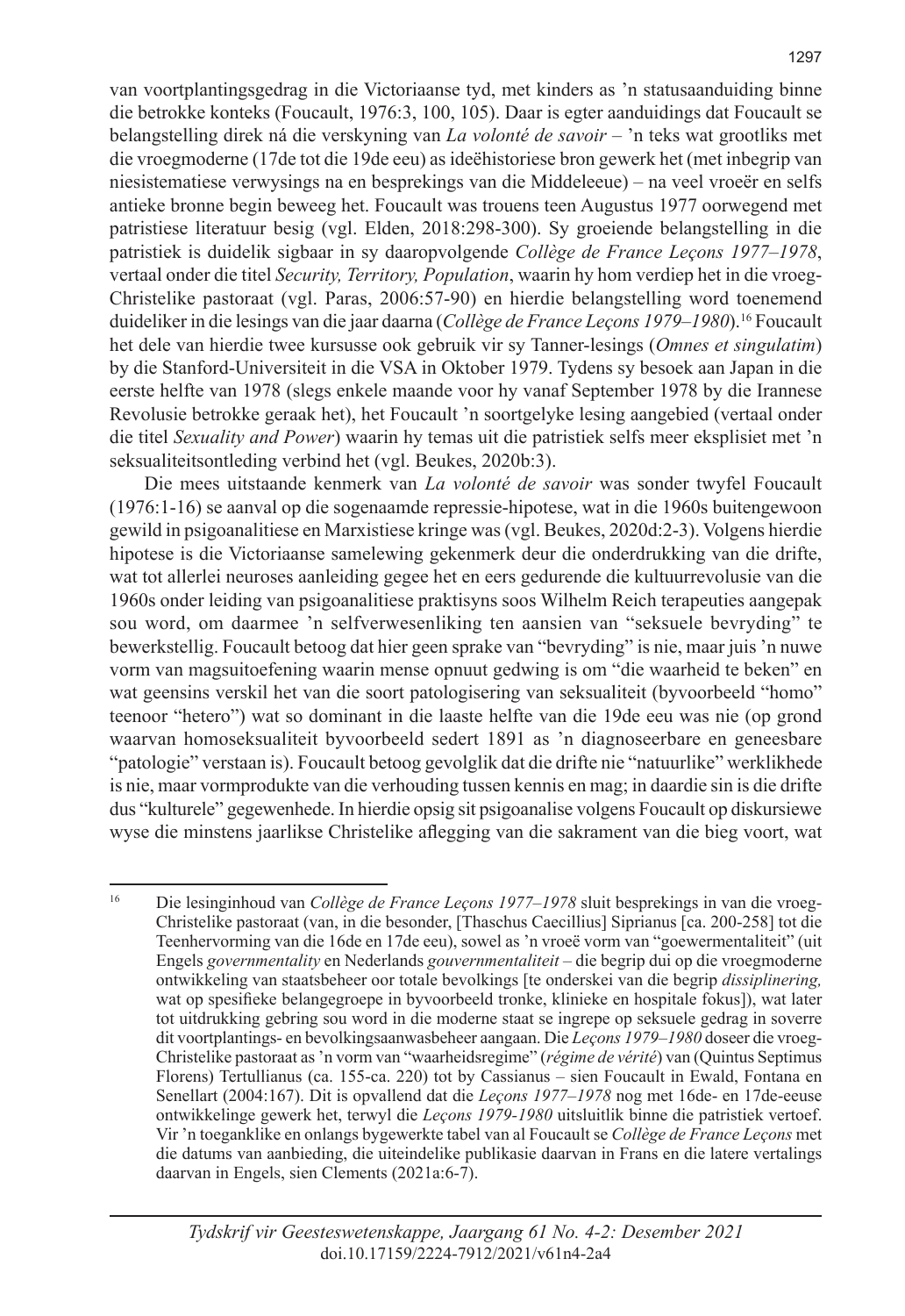van voortplantingsgedrag in die Victoriaanse tyd, met kinders as 'n statusaanduiding binne die betrokke konteks (Foucault, 1976:3, 100, 105). Daar is egter aanduidings dat Foucault se belangstelling direk ná die verskyning van *La volonté de savoir* – 'n teks wat grootliks met die vroegmoderne (17de tot die 19de eeu) as ideëhistoriese bron gewerk het (met inbegrip van niesistematiese verwysings na en besprekings van die Middeleeue) – na veel vroeër en selfs antieke bronne begin beweeg het. Foucault was trouens teen Augustus 1977 oorwegend met patristiese literatuur besig (vgl. Elden, 2018:298-300). Sy groeiende belangstelling in die patristiek is duidelik sigbaar in sy daaropvolgende *Collège de France Leçons 1977–1978*, vertaal onder die titel *Security, Territory, Population*, waarin hy hom verdiep het in die vroeg-Christelike pastoraat (vgl. Paras, 2006:57-90) en hierdie belangstelling word toenemend duideliker in die lesings van die jaar daarna (*Collège de France Leçons 1979–1980*).[16] Foucault het dele van hierdie twee kursusse ook gebruik vir sy Tanner-lesings (*Omnes et singulatim*) by die Stanford-Universiteit in die VSA in Oktober 1979. Tydens sy besoek aan Japan in die eerste helfte van 1978 (slegs enkele maande voor hy vanaf September 1978 by die Irannese Revolusie betrokke geraak het), het Foucault 'n soortgelyke lesing aangebied (vertaal onder die titel *Sexuality and Power*) waarin hy temas uit die patristiek selfs meer eksplisiet met 'n seksualiteitsontleding verbind het (vgl. Beukes, 2020b:3).

Die mees uitstaande kenmerk van *La volonté de savoir* was sonder twyfel Foucault (1976:1-16) se aanval op die sogenaamde repressie-hipotese, wat in die 1960s buitengewoon gewild in psigoanalitiese en Marxistiese kringe was (vgl. Beukes, 2020d:2-3). Volgens hierdie hipotese is die Victoriaanse samelewing gekenmerk deur die onderdrukking van die drifte, wat tot allerlei neuroses aanleiding gegee het en eers gedurende die kultuurrevolusie van die 1960s onder leiding van psigoanalitiese praktisyns soos Wilhelm Reich terapeuties aangepak sou word, om daarmee 'n selfverwesenliking ten aansien van "seksuele bevryding" te bewerkstellig. Foucault betoog dat hier geen sprake van "bevryding" is nie, maar juis 'n nuwe vorm van magsuitoefening waarin mense opnuut gedwing is om "die waarheid te beken" en wat geensins verskil het van die soort patologisering van seksualiteit (byvoorbeeld "homo" teenoor "hetero") wat so dominant in die laaste helfte van die 19de eeu was nie (op grond waarvan homoseksualiteit byvoorbeeld sedert 1891 as 'n diagnoseerbare en geneesbare "patologie" verstaan is). Foucault betoog gevolglik dat die drifte nie "natuurlike" werklikhede is nie, maar vormprodukte van die verhouding tussen kennis en mag; in daardie sin is die drifte dus "kulturele" gegewenhede. In hierdie opsig sit psigoanalise volgens Foucault op diskursiewe wyse die minstens jaarlikse Christelike aflegging van die sakrament van die bieg voort, wat

---

[16] Die lesinginhoud van *Collège de France Leçons 1977–1978* sluit besprekings in van die vroeg-Christelike pastoraat (van, in die besonder, [Thaschus Caecillius] Siprianus [ca. 200-258] tot die Teenhervorming van die 16de en 17de eeu), sowel as 'n vroeë vorm van "goewermentaliteit" (uit Engels *governmentality* en Nederlands *gouvernmentaliteit* – die begrip dui op die vroegmoderne ontwikkeling van staatsbeheer oor totale bevolkings [te onderskei van die begrip *dissiplinering,* wat op spesifieke belangegroepe in byvoorbeeld tronke, klinieke en hospitale fokus]), wat later tot uitdrukking gebring sou word in die moderne staat se ingrepe op seksuele gedrag in soverre dit voortplantings- en bevolkingsaanwasbeheer aangaan. Die *Leçons 1979–1980* doseer die vroeg-Christelike pastoraat as 'n vorm van "waarheidsregime" (*régime de vérité*) van (Quintus Septimus Florens) Tertullianus (ca. 155-ca. 220) tot by Cassianus – sien Foucault in Ewald, Fontana en Senellart (2004:167). Dit is opvallend dat die *Leçons 1977–1978* nog met 16de- en 17de-eeuse ontwikkelinge gewerk het, terwyl die *Leçons 1979-1980* uitsluitlik binne die patristiek vertoef. Vir 'n toeganklike en onlangs bygewerkte tabel van al Foucault se *Collège de France Leçons* met die datums van aanbieding, die uiteindelike publikasie daarvan in Frans en die latere vertalings daarvan in Engels, sien Clements (2021a:6-7).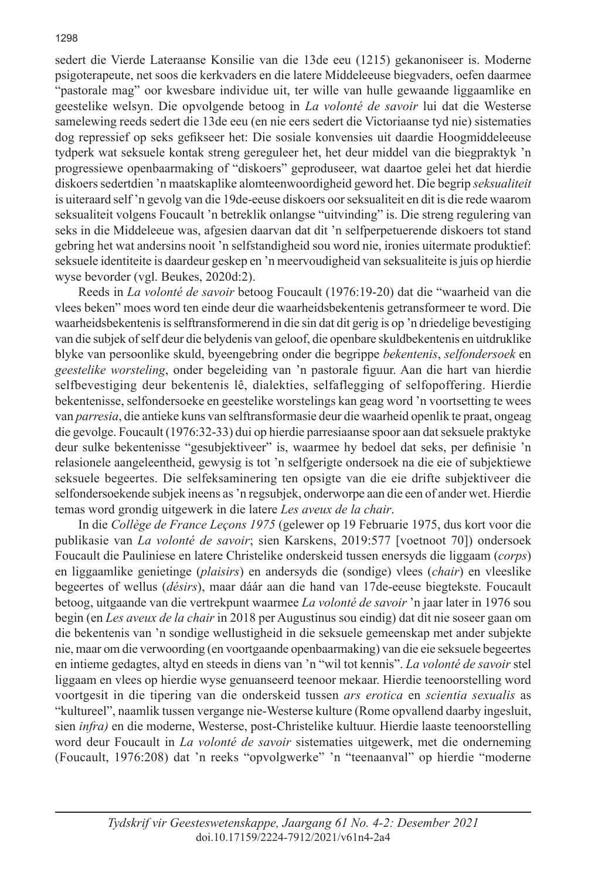sedert die Vierde Lateraanse Konsilie van die 13de eeu (1215) gekanoniseer is. Moderne psigoterapeute, net soos die kerkvaders en die latere Middeleeuse biegvaders, oefen daarmee "pastorale mag" oor kwesbare individue uit, ter wille van hulle gewaande liggaamlike en geestelike welsyn. Die opvolgende betoog in *La volonté de savoir* lui dat die Westerse samelewing reeds sedert die 13de eeu (en nie eers sedert die Victoriaanse tyd nie) sistematies dog repressief op seks gefikseer het: Die sosiale konvensies uit daardie Hoogmiddeleeuse tydperk wat seksuele kontak streng gereguleer het, het deur middel van die biegpraktyk 'n progressiewe openbaarmaking of "diskoers" geproduseer, wat daartoe gelei het dat hierdie diskoers sedertdien 'n maatskaplike alomteenwoordigheid geword het. Die begrip *seksualiteit* is uiteraard self 'n gevolg van die 19de-eeuse diskoers oor seksualiteit en dit is die rede waarom seksualiteit volgens Foucault 'n betreklik onlangse "uitvinding" is. Die streng regulering van seks in die Middeleeue was, afgesien daarvan dat dit 'n selfperpetuerende diskoers tot stand gebring het wat andersins nooit 'n selfstandigheid sou word nie, ironies uitermate produktief: seksuele identiteite is daardeur geskep en 'n meervoudigheid van seksualiteite is juis op hierdie wyse bevorder (vgl. Beukes, 2020d:2).

Reeds in *La volonté de savoir* betoog Foucault (1976:19-20) dat die "waarheid van die vlees beken" moes word ten einde deur die waarheidsbekentenis getransformeer te word. Die waarheidsbekentenis is selftransformerend in die sin dat dit gerig is op 'n driedelige bevestiging van die subjek of self deur die belydenis van geloof, die openbare skuldbekentenis en uitdruklike blyke van persoonlike skuld, byeengebring onder die begrippe *bekentenis*, *selfondersoek* en *geestelike worsteling*, onder begeleiding van 'n pastorale figuur. Aan die hart van hierdie selfbevestiging deur bekentenis lê, dialekties, selfaflegging of selfopoffering. Hierdie bekentenisse, selfondersoeke en geestelike worstelings kan geag word 'n voortsetting te wees van *parresia*, die antieke kuns van selftransformasie deur die waarheid openlik te praat, ongeag die gevolge. Foucault (1976:32-33) dui op hierdie parresiaanse spoor aan dat seksuele praktyke deur sulke bekentenisse "gesubjektiveer" is, waarmee hy bedoel dat seks, per definisie 'n relasionele aangeleentheid, gewysig is tot 'n selfgerigte ondersoek na die eie of subjektiewe seksuele begeertes. Die selfeksaminering ten opsigte van die eie drifte subjektiveer die selfondersoekende subjek ineens as 'n regsubjek, onderworpe aan die een of ander wet. Hierdie temas word grondig uitgewerk in die latere *Les aveux de la chair*.

In die *Collège de France Leçons 1975* (gelewer op 19 Februarie 1975, dus kort voor die publikasie van *La volonté de savoir*; sien Karskens, 2019:577 [voetnoot 70]) ondersoek Foucault die Pauliniese en latere Christelike onderskeid tussen enersyds die liggaam (*corps*) en liggaamlike genietinge (*plaisirs*) en andersyds die (sondige) vlees (*chair*) en vleeslike begeertes of wellus (*désirs*), maar dáár aan die hand van 17de-eeuse biegtekste. Foucault betoog, uitgaande van die vertrekpunt waarmee *La volonté de savoir* 'n jaar later in 1976 sou begin (en *Les aveux de la chair* in 2018 per Augustinus sou eindig) dat dit nie soseer gaan om die bekentenis van 'n sondige wellustigheid in die seksuele gemeenskap met ander subjekte nie, maar om die verwoording (en voortgaande openbaarmaking) van die eie seksuele begeertes en intieme gedagtes, altyd en steeds in diens van 'n "wil tot kennis". *La volonté de savoir* stel liggaam en vlees op hierdie wyse genuanseerd teenoor mekaar. Hierdie teenoorstelling word voortgesit in die tipering van die onderskeid tussen *ars erotica* en *scientia sexualis* as "kultureel", naamlik tussen vergange nie-Westerse kulture (Rome opvallend daarby ingesluit, sien *infra)* en die moderne, Westerse, post-Christelike kultuur. Hierdie laaste teenoorstelling word deur Foucault in *La volonté de savoir* sistematies uitgewerk, met die onderneming (Foucault, 1976:208) dat 'n reeks "opvolgwerke" 'n "teenaanval" op hierdie "moderne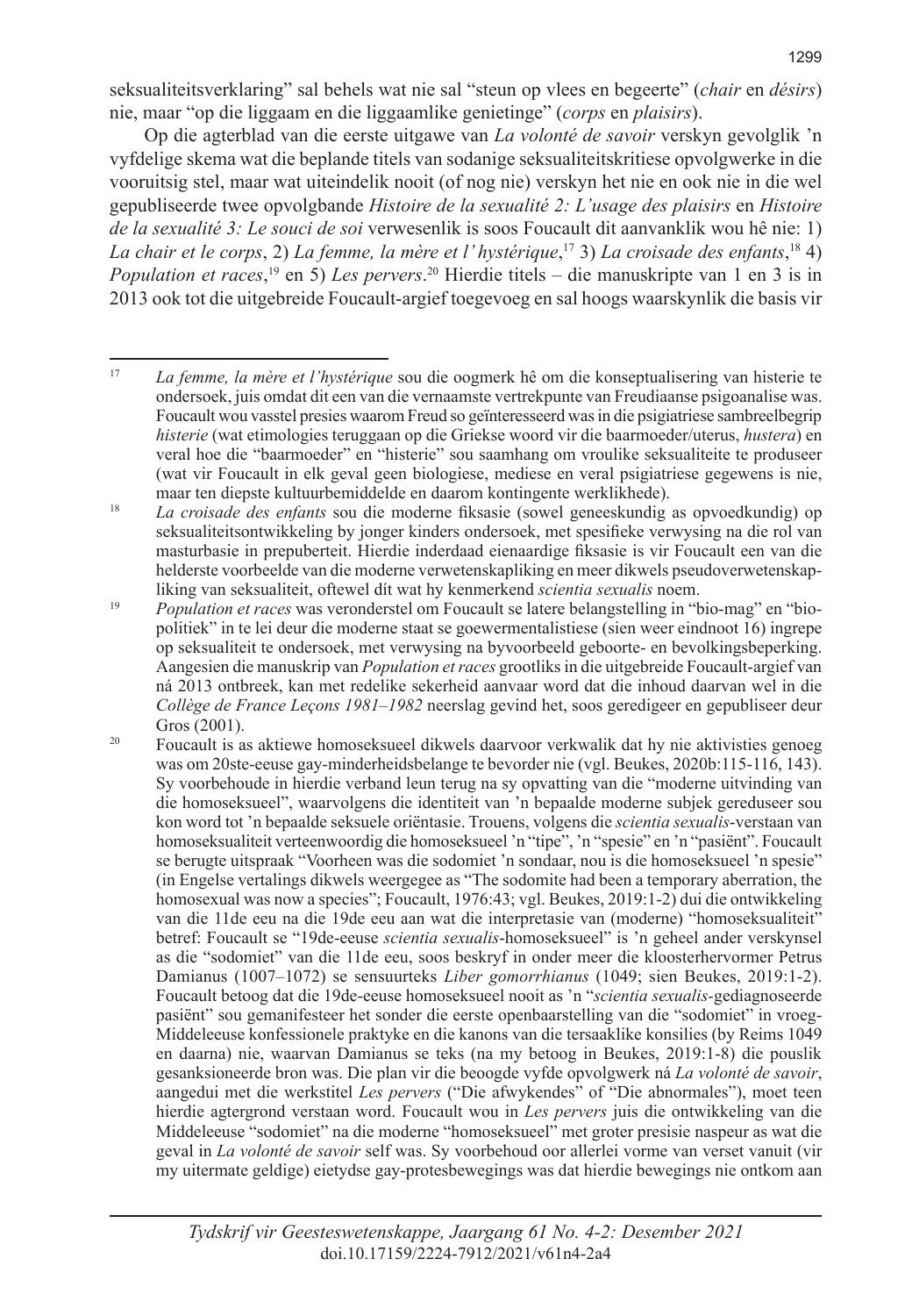seksualiteitsverklaring" sal behels wat nie sal "steun op vlees en begeerte" (*chair* en *désirs*) nie, maar "op die liggaam en die liggaamlike genietinge" (*corps* en *plaisirs*).

Op die agterblad van die eerste uitgawe van *La volonté de savoir* verskyn gevolglik 'n vyfdelige skema wat die beplande titels van sodanige seksualiteitskritiese opvolgwerke in die vooruitsig stel, maar wat uiteindelik nooit (of nog nie) verskyn het nie en ook nie in die wel gepubliseerde twee opvolgbande *Histoire de la sexualité 2: L'usage des plaisirs* en *Histoire de la sexualité 3: Le souci de soi* verwesenlik is soos Foucault dit aanvanklik wou hê nie: 1) *La chair et le corps*, 2) *La femme, la mère et l'hystérique*,[17] 3) *La croisade des enfants*,[18] 4) *Population et races*,[19] en 5) *Les pervers*.[20] Hierdie titels – die manuskripte van 1 en 3 is in 2013 ook tot die uitgebreide Foucault-argief toegevoeg en sal hoogs waarskynlik die basis vir

---

[17] *La femme, la mère et l'hystérique* sou die oogmerk hê om die konseptualisering van histerie te ondersoek, juis omdat dit een van die vernaamste vertrekpunte van Freudiaanse psigoanalise was. Foucault wou vasstel presies waarom Freud so geïnteresseerd was in die psigiatriese sambreelbegrip *histerie* (wat etimologies teruggaan op die Griekse woord vir die baarmoeder/uterus, *hustera*) en veral hoe die "baarmoeder" en "histerie" sou saamhang om vroulike seksualiteite te produseer (wat vir Foucault in elk geval geen biologiese, mediese en veral psigiatriese gegewens is nie, maar ten diepste kultuurbemiddelde en darom kontingente werklikhede).

[18] *La croisade des enfants* sou die moderne fiksasie (sowel geneeskundig as opvoedkundig) op seksualiteitsontwikkeling by jonger kinders ondersoek, met spesifieke verwysing na die rol van masturbasie in prepuberteit. Hierdie inderdaad eienaardige fiksasie is vir Foucault een van die helderste voorbeelde van die moderne verwetenskapliking en meer dikwels pseudoverwetenskapliking van seksualiteit, oftewel dít wat hy kenmerkend *scientia sexualis* noem.

[19] *Population et races* was veronderstel om Foucault se latere belangstelling in "bio-mag" en "biopolitiek" in te lei deur die moderne staat se goewermentalistiese (sien weer eindnoot 16) ingrepe op seksualiteit te ondersoek, met verwysing na byvoorbeeld geboorte- en bevolkingsbeperking. Aangesien die manuskrip van *Population et races* grootliks in die uitgebreide Foucault-argief van ná 2013 ontbreek, kan met redelike sekerheid aanvaar word dat die inhoud daarvan wel in die *Collège de France Leçons 1981–1982* neerslag gevind het, soos geredigeer en gepubliseer deur Gros (2001).

[20] Foucault is as aktiewe homoseksueel dikwels daarvoor verkwalik dat hy nie aktivisties genoeg was om 20ste-eeuse gay-minderheidsbelange te bevorder nie (vgl. Beukes, 2020b:115-116, 143). Sy voorbehoude in hierdie verband leun terug na sy opvatting van die "moderne uitvinding van die homoseksueel", waarvolgens die identiteit van 'n bepaalde moderne subjek gereduseer sou kon word tot 'n bepaalde seksuele oriëntasie. Trouens, volgens die *scientia sexualis*-verstaan van homoseksualiteit verteenwoordig die homoseksueel 'n "tipe", 'n "spesie" en 'n "pasiënt". Foucault se berugte uitspraak "Voorheen was die sodomiet 'n sondaar, nou is die homoseksueel 'n spesie" (in Engelse vertalings dikwels weergegee as "The sodomite had been a temporary aberration, the homosexual was now a species"; Foucault, 1976:43; vgl. Beukes, 2019:1-2) dui die ontwikkeling van die 11de eeu na die 19de eeu aan wat die interpretasie van (moderne) "homoseksualiteit" betref: Foucault se "19de-eeuse *scientia sexualis*-homoseksueel" is 'n geheel ander verskynsel as die "sodomiet" van die 11de eeu, soos beskryf in onder meer die kloosterhervormer Petrus Damianus (1007–1072) se sensuurteks *Liber gomorrhianus* (1049; sien Beukes, 2019:1-2). Foucault betoog dat die 19de-eeuse homoseksueel nooit as 'n "*scientia sexualis*-gediagnoseerde pasiënt" sou gemanifesteer het sonder die eerste openbaarstelling van die "sodomiet" in vroeg-Middeleeuse konfessionele praktyke en die kanons van die tersaaklike konsilies (by Reims 1049 en daarna) nie, waarvan Damianus se teks (na my betoog in Beukes, 2019:1-8) die pouslik gesanksioneerde bron was. Die plan vir die beoogde vyfde opvolgwerk ná *La volonté de savoir*, aangedui met die werkstitel *Les pervers* ("Die afwykendes" of "Die abnormales"), moet teen hierdie agtergrond verstaan word. Foucault wou in *Les pervers* juis die ontwikkeling van die Middeleeuse "sodomiet" na die moderne "homoseksueel" met groter presisie naspeur as wat die geval in *La volonté de savoir* self was. Sy voorbehoud oor allerlei vorme van verset vanuit (vir my uitermate geldige) eietydse gay-protesbewegings was dat hierdie bewegings nie ontkom aan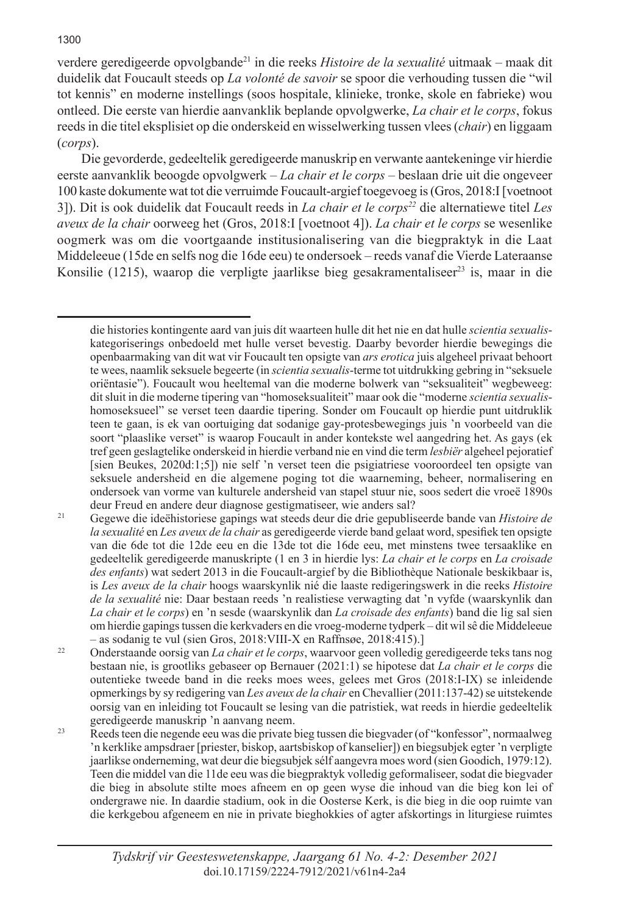verdere geredigeerde opvolgbande[21] in die reeks *Histoire de la sexualité* uitmaak – maak dit duidelik dat Foucault steeds op *La volonté de savoir* se spoor die verhouding tussen die "wil tot kennis" en moderne instellings (soos hospitale, klinieke, tronke, skole en fabrieke) wou ontleed. Die eerste van hierdie aanvanklik beplande opvolgwerke, *La chair et le corps*, fokus reeds in die titel eksplisiet op die onderskeid en wisselwerking tussen vlees (*chair*) en liggaam (*corps*).

Die gevorderde, gedeeltelik geredigeerde manuskrip en verwante aantekeninge vir hierdie eerste aanvanklik beoogde opvolgwerk – *La chair et le corps* – beslaan drie uit die ongeveer 100 kaste dokumente wat tot die verruimde Foucault-argief toegevoeg is (Gros, 2018:I [voetnoot 3]). Dit is ook duidelik dat Foucault reeds in *La chair et le corps*[22] die alternatiewe titel *Les aveux de la chair* oorweeg het (Gros, 2018:I [voetnoot 4]). *La chair et le corps* se wesenlike oogmerk was om die voortgaande institusionalisering van die biegpraktyk in die Laat Middeleeue (15de en selfs nog die 16de eeu) te ondersoek – reeds vanaf die Vierde Lateraanse Konsilie (1215), waarop die verpligte jaarlikse bieg gesakramentaliseer[23] is, maar in die

---

die histories kontingente aard van juis dít waarteen hulle dit het nie en dat hulle *scientia sexualis*-kategoriserings onbedoeld met hulle verset bevestig. Daarby bevorder hierdie bewegings die openbaarmaking van dit wat vir Foucault ten opsigte van *ars erotica* juis algeheel privaat behoort te wees, naamlik seksuele begeerte (in *scientia sexualis*-terme tot uitdrukking gebring in "seksuele oriëntasie"). Foucault wou heeltemal van die moderne bolwerk van "seksualiteit" wegbeweeg: dit sluit in die moderne tipering van "homoseksualiteit" maar ook die "moderne *scientia sexualis*-homoseksueel" se verset teen daardie tipering. Sonder om Foucault op hierdie punt uitdruklik teen te gaan, is ek van oortuiging dat sodanige gay-protesbewegings juis 'n voorbeeld van die soort "plaaslike verset" is waarop Foucault in ander kontekste wel aangedring het. As gays (ek tref geen geslagtelike onderskeid in hierdie verband nie en vind die term *lesbiër* algeheel pejoratief [sien Beukes, 2020d:1;5]) nie self 'n verset teen die psigiatriese vooroordeel ten opsigte van seksuele andersheid en die algemene poging tot die waarneming, beheer, normalisering en ondersoek van vorme van kulturele andersheid van stapel stuur nie, soos sedert die vroeë 1890s deur Freud en andere deur diagnose gestigmatiseer, wie anders sal?

[21] Gegewe die ideëhistoriese gapings wat steeds deur die drie gepubliseerde bande van *Histoire de la sexualité* en *Les aveux de la chair* as geredigeerde vierde band gelaat word, spesifiek ten opsigte van die 6de tot die 12de eeu en die 13de tot die 16de eeu, met minstens twee tersaaklike en gedeeltelik geredigeerde manuskripte (1 en 3 in hierdie lys: *La chair et le corps* en *La croisade des enfants*) wat sedert 2013 in die Foucault-argief by die Bibliothèque Nationale beskikbaar is, is *Les aveux de la chair* hoogs waarskynlik nié die laaste redigeringswerk in die reeks *Histoire de la sexualité* nie: Daar bestaan reeds 'n realistiese verwagting dat 'n vyfde (waarskynlik dan *La chair et le corps*) en 'n sesde (waarskynlik dan *La croisade des enfants*) band die lig sal sien om hierdie gapings tussen die kerkvaders en die vroeg-moderne tydperk – dit wil sê die Middeleeue – as sodanig te vul (sien Gros, 2018:VIII-X en Raffnsøe, 2018:415).]

[22] Onderstaande oorsig van *La chair et le corps*, waarvoor geen volledig geredigeerde teks tans nog bestaan nie, is grootliks gebaseer op Bernauer (2021:1) se hipotese dat *La chair et le corps* die outentieke tweede band in die reeks moes wees, gelees met Gros (2018:I-IX) se inleidende opmerkings by sy redigering van *Les aveux de la chair* en Chevallier (2011:137-42) se uitstekende oorsig van en inleiding tot Foucault se lesing van die patristiek, wat reeds in hierdie gedeeltelik geredigeerde manuskrip 'n aanvang neem.

[23] Reeds teen die negende eeu was die private bieg tussen die biegvader (of "konfessor", normaalweg 'n kerklike ampsdraer [priester, biskop, aartsbiskop of kanselier]) en biegsubjek egter 'n verpligte jaarlikse onderneming, wat deur die biegsubjek sélf aangevra moes word (sien Goodich, 1979:12). Teen die middel van die 11de eeu was die biegpraktyk volledig geformaliseer, sodat die biegvader die bieg in absolute stilte moes afneem en op geen wyse die inhoud van die bieg kon lei of ondergrawe nie. In daardie stadium, ook in die Oosterse Kerk, is die bieg in die oop ruimte van die kerkgebou afgeneem en nie in private bieghokkies of agter afskortings in liturgiese ruimtes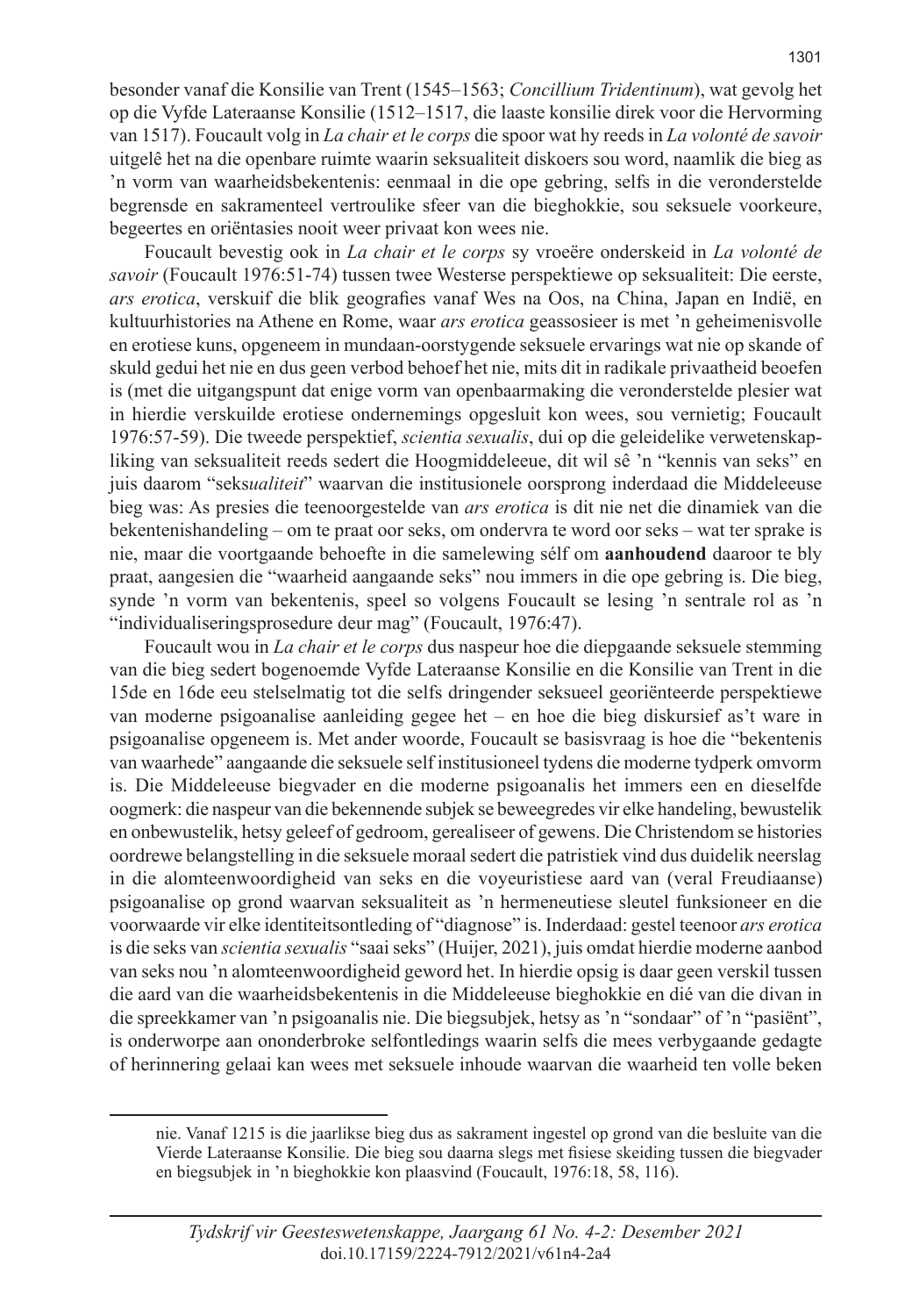besonder vanaf die Konsilie van Trent (1545–1563; *Concillium Tridentinum*), wat gevolg het op die Vyfde Lateraanse Konsilie (1512–1517, die laaste konsilie direk voor die Hervorming van 1517). Foucault volg in *La chair et le corps* die spoor wat hy reeds in *La volonté de savoir* uitgelê het na die openbare ruimte waarin seksualiteit diskoers sou word, naamlik die bieg as 'n vorm van waarheidsbekentenis: eenmaal in die ope gebring, selfs in die veronderstelde begrensde en sakramenteel vertroulike sfeer van die bieghokkie, sou seksuele voorkeure, begeertes en oriëntasies nooit weer privaat kon wees nie.

Foucault bevestig ook in *La chair et le corps* sy vroeëre onderskeid in *La volonté de savoir* (Foucault 1976:51-74) tussen twee Westerse perspektiewe op seksualiteit: Die eerste, *ars erotica*, verskuif die blik geografies vanaf Wes na Oos, na China, Japan en Indië, en kultuurhistories na Athene en Rome, waar *ars erotica* geassosieer is met 'n geheimenisvolle en erotiese kuns, opgeneem in mundaan-oorstygende seksuele ervarings wat nie op skande of skuld gedui het nie en dus geen verbod behoef het nie, mits dit in radikale privaatheid beoefen is (met die uitgangspunt dat enige vorm van openbaarmaking die veronderstelde plesier wat in hierdie verskuilde erotiese ondernemings opgesluit kon wees, sou vernietig; Foucault 1976:57-59). Die tweede perspektief, *scientia sexualis*, dui op die geleidelike verwetenskapliking van seksualiteit reeds sedert die Hoogmiddeleeue, dit wil sê 'n "kennis van seks" en juis daarom "seks*ualiteit*" waarvan die institusionele oorsprong inderdaad die Middeleeuse bieg was: As presies die teenoorgestelde van *ars erotica* is dit nie net die dinamiek van die bekentenishandeling – om te praat oor seks, om ondervra te word oor seks – wat ter sprake is nie, maar die voortgaande behoefte in die samelewing sélf om **aanhoudend** daaroor te bly praat, aangesien die "waarheid aangaande seks" nou immers in die ope gebring is. Die bieg, synde 'n vorm van bekentenis, speel so volgens Foucault se lesing 'n sentrale rol as 'n "individualiseringsprosedure deur mag" (Foucault, 1976:47).

Foucault wou in *La chair et le corps* dus naspeur hoe die diepgaande seksuele stemming van die bieg sedert bogenoemde Vyfde Lateraanse Konsilie en die Konsilie van Trent in die 15de en 16de eeu stelselmatig tot die selfs dringender seksueel georiënteerde perspektiewe van moderne psigoanalise aanleiding gegee het – en hoe die bieg diskursief as't ware in psigoanalise opgeneem is. Met ander woorde, Foucault se basisvraag is hoe die "bekentenis van waarhede" aangaande die seksuele self institusioneel tydens die moderne tydperk omvorm is. Die Middeleeuse biegvader en die moderne psigoanalis het immers een en dieselfde oogmerk: die naspeur van die bekennende subjek se beweegredes vir elke handeling, bewustelik en onbewustelik, hetsy geleef of gedroom, gerealiseer of gewens. Die Christendom se histories oordrewe belangstelling in die seksuele moraal sedert die patristiek vind dus duidelik neerslag in die alomteenwoordigheid van seks en die voyeuristiese aard van (veral Freudiaanse) psigoanalise op grond waarvan seksualiteit as 'n hermeneutiese sleutel funksioneer en die voorwaarde vir elke identiteitsontleding of "diagnose" is. Inderdaad: gestel teenoor *ars erotica* is die seks van *scientia sexualis* "saai seks" (Huijer, 2021), juis omdat hierdie moderne aanbod van seks nou 'n alomteenwoordigheid geword het. In hierdie opsig is daar geen verskil tussen die aard van die waarheidsbekentenis in die Middeleeuse bieghokkie en dié van die divan in die spreekkamer van 'n psigoanalis nie. Die biegsubjek, hetsy as 'n "sondaar" of 'n "pasiënt", is onderworpe aan ononderbroke selfontledings waarin selfs die mees verbygaande gedagte of herinnering gelaai kan wees met seksuele inhoude waarvan die waarheid ten volle beken

---

nie. Vanaf 1215 is die jaarlikse bieg dus as sakrament ingestel op grond van die besluite van die Vierde Lateraanse Konsilie. Die bieg sou daarna slegs met fisiese skeiding tussen die biegvader en biegsubjek in 'n bieghokkie kon plaasvind (Foucault, 1976:18, 58, 116).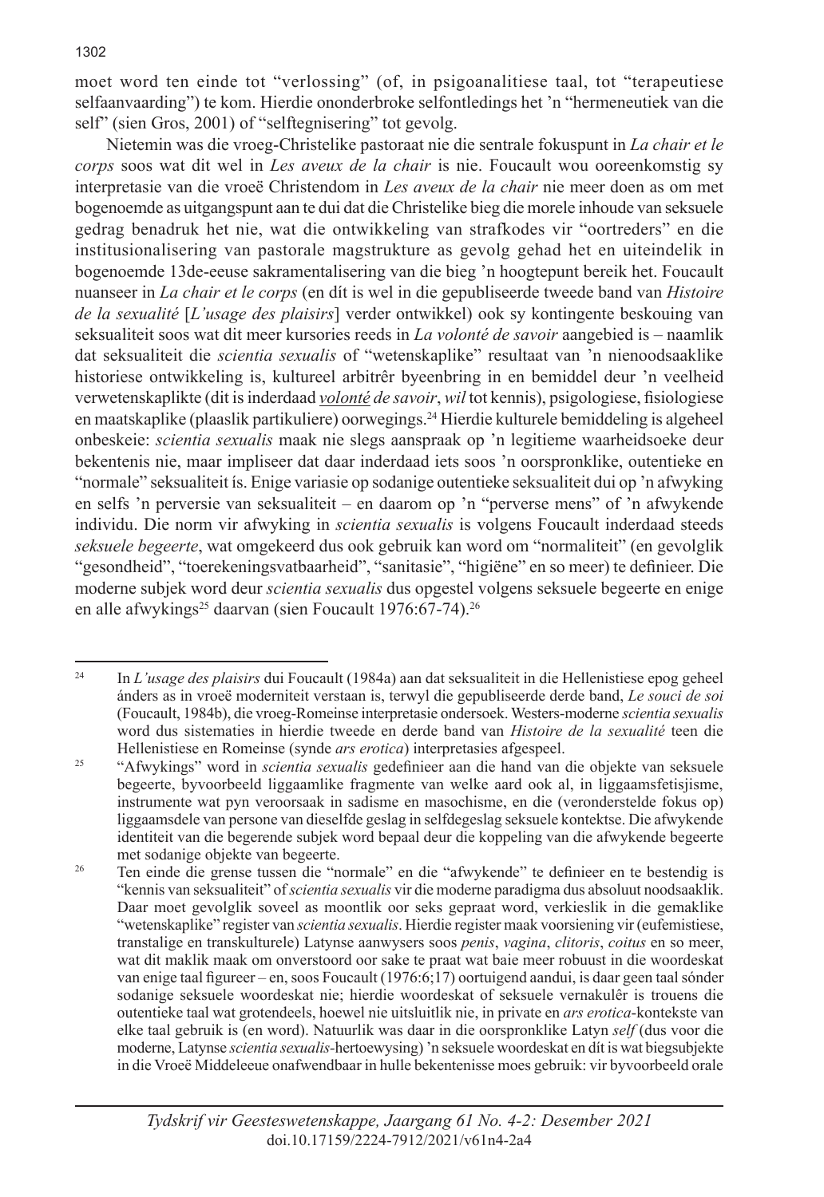moet word ten einde tot "verlossing" (of, in psigoanalitiese taal, tot "terapeutiese selfaanvaarding") te kom. Hierdie ononderbroke selfontledings het 'n "hermeneutiek van die self" (sien Gros, 2001) of "selftegnisering" tot gevolg.

Nietemin was die vroeg-Christelike pastoraat nie die sentrale fokuspunt in *La chair et le corps* soos wat dit wel in *Les aveux de la chair* is nie. Foucault wou ooreenkomstig sy interpretasie van die vroeë Christendom in *Les aveux de la chair* nie meer doen as om met bogenoemde as uitgangspunt aan te dui dat die Christelike bieg die morele inhoude van seksuele gedrag benadruk het nie, wat die ontwikkeling van strafkodes vir "oortreders" en die institusionalisering van pastorale magstrukture as gevolg gehad het en uiteindelik in bogenoemde 13de-eeuse sakramentalisering van die bieg 'n hoogtepunt bereik het. Foucault nuanseer in *La chair et le corps* (en dít is wel in die gepubliseerde tweede band van *Histoire de la sexualité* [*L'usage des plaisirs*] verder ontwikkel) ook sy kontingente beskouing van seksualiteit soos wat dit meer kursories reeds in *La volonté de savoir* aangebied is – naamlik dat seksualiteit die *scientia sexualis* of "wetenskaplike" resultaat van 'n nienoodsaaklike historiese ontwikkeling is, kultureel arbitrêr byeenbring in en bemiddel deur 'n veelheid verwetenskaplikte (dit is inderdaad *volonté de savoir*, *wil* tot kennis), psigologiese, fisiologiese en maatskaplike (plaaslik partikuliere) oorwegings.[24] Hierdie kulturele bemiddeling is algeheel onbeskeie: *scientia sexualis* maak nie slegs aanspraak op 'n legitieme waarheidsoeke deur bekentenis nie, maar impliseer dat daar inderdaad iets soos 'n oorspronklike, outentieke en "normale" seksualiteit ís. Enige variasie op sodanige outentieke seksualiteit dui op 'n afwyking en selfs 'n perversie van seksualiteit – en daarom op 'n "perverse mens" of 'n afwykende individu. Die norm vir afwyking in *scientia sexualis* is volgens Foucault inderdaad steeds *seksuele begeerte*, wat omgekeerd dus ook gebruik kan word om "normaliteit" (en gevolglik "gesondheid", "toerekeningsvatbaarheid", "sanitasie", "higiëne" en so meer) te definieer. Die moderne subjek word deur *scientia sexualis* dus opgestel volgens seksuele begeerte en enige en alle afwykings[25] daarvan (sien Foucault 1976:67-74).[26]

---

[24] In *L'usage des plaisirs* dui Foucault (1984a) aan dat seksualiteit in die Hellenistiese epog geheel ánders as in vroeë moderniteit verstaan is, terwyl die gepubliseerde derde band, *Le souci de soi* (Foucault, 1984b), die vroeg-Romeinse interpretasie ondersoek. Westers-moderne *scientia sexualis* word dus sistematies in hierdie tweede en derde band van *Histoire de la sexualité* teen die Hellenistiese en Romeinse (synde *ars erotica*) interpretasies afgespeel.

[25] "Afwykings" word in *scientia sexualis* gedefinieer aan die hand van die objekte van seksuele begeerte, byvoorbeeld liggaamlike fragmente van welke aard ook al, in liggaamsfetisjisme, instrumente wat pyn veroorsaak in sadisme en masochisme, en die (veronderstelde fokus op) liggaamsdele van persone van dieselfde geslag in selfdegeslag seksuele kontekste. Die afwykende identiteit van die begerende subjek word bepaal deur die koppeling van die afwykende begeerte met sodanige objekte van begeerte.

[26] Ten einde die grense tussen die "normale" en die "afwykende" te definieer en te bestendig is "kennis van seksualiteit" of *scientia sexualis* vir die moderne paradigma dus absoluut noodsaaklik. Daar moet gevolglik soveel as moontlik oor seks gepraat word, verkieslik in die gemaklike "wetenskaplike" register van *scientia sexualis*. Hierdie register maak voorsiening vir (eufemistiese, translatige en transkulturele) Latynse aanwysers soos *penis*, *vagina*, *clitoris*, *coitus* en so meer, wat dit maklik maak om onverstoord oor sake te praat wat baie meer robuust in die woordeskat van enige taal figureer – en, soos Foucault (1976:6;17) oortuigend aandui, is daar geen taal sónder sodanige seksuele woordeskat nie; hierdie woordeskat of seksuele vernakulêr is trouens die outentieke taal wat grotendeels, hoewel nie uitsluitlik nie, in private en *ars erotica*-kontekste van elke taal gebruik is (en word). Natuurlik was daar in die oorspronklike Latyn *self* (dus voor die moderne, Latynse *scientia sexualis*-hertoewysing) 'n seksuele woordeskat en dít is wat biegsubjekte in die Vroeë Middeleeue onafwendbaar in hulle bekentenisse moes gebruik: vir byvoorbeeld orale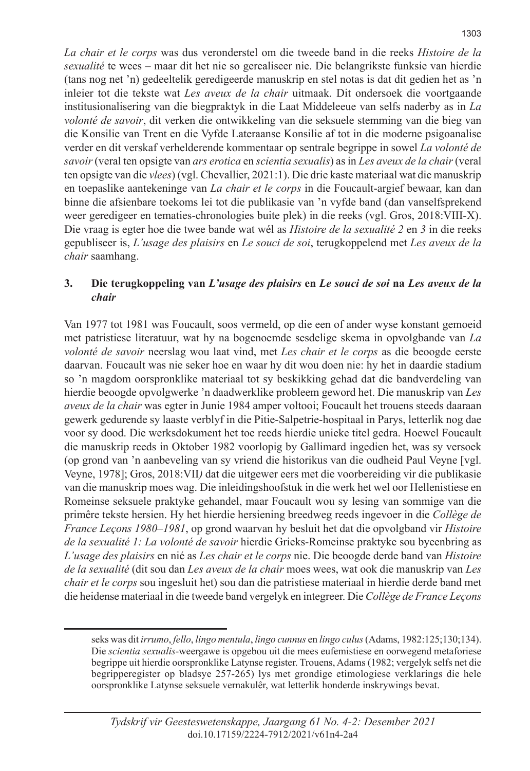*La chair et le corps* was dus veronderstel om die tweede band in die reeks *Histoire de la sexualité* te wees – maar dit het nie so gerealiseer nie. Die belangrikste funksie van hierdie (tans nog net 'n) gedeeltelik geredigeerde manuskrip en stel notas is dat dit gedien het as 'n inleier tot die tekste wat *Les aveux de la chair* uitmaak. Dit ondersoek die voortgaande institusionalisering van die biegpraktyk in die Laat Middeleeue van selfs naderby as in *La volonté de savoir*, dit verken die ontwikkeling van die seksuele stemming van die bieg van die Konsilie van Trent en die Vyfde Lateraanse Konsilie af tot in die moderne psigoanalise verder en dit verskaf verhelderende kommentaar op sentrale begrippe in sowel *La volonté de savoir* (veral ten opsigte van *ars erotica* en *scientia sexualis*) as in *Les aveux de la chair* (veral ten opsigte van die *vlees*) (vgl. Chevallier, 2021:1). Die drie kaste materiaal wat die manuskrip en toepaslike aantekeninge van *La chair et le corps* in die Foucault-argief bewaar, kan dan binne die afsienbare toekoms lei tot die publikasie van 'n vyfde band (dan vanselfsprekend weer geredigeer en tematies-chronologies buite plek) in die reeks (vgl. Gros, 2018:VIII-X). Die vraag is egter hoe die twee bande wat wél as *Histoire de la sexualité 2* en *3* in die reeks gepubliseer is, *L'usage des plaisirs* en *Le souci de soi*, terugkoppelend met *Les aveux de la chair* saamhang.

## 3. Die terugkoppeling van *L'usage des plaisirs* en *Le souci de soi* na *Les aveux de la chair*

Van 1977 tot 1981 was Foucault, soos vermeld, op die een of ander wyse konstant gemoeid met patristiese literatuur, wat hy na bogenoemde sesdelige skema in opvolgbande van *La volonté de savoir* neerslag wou laat vind, met *Les chair et le corps* as die beoogde eerste daarvan. Foucault was nie seker hoe en waar hy dit wou doen nie: hy het in daardie stadium so 'n magdom oorspronklike materiaal tot sy beskikking gehad dat die bandverdeling van hierdie beoogde opvolgwerke 'n daadwerklike probleem geword het. Die manuskrip van *Les aveux de la chair* was egter in Junie 1984 amper voltooi; Foucault het trouens steeds daaraan gewerk gedurende sy laaste verblyf in die Pitie-Salpetrie-hospitaal in Parys, letterlik nog dae voor sy dood. Die werksdokument het toe reeds hierdie unieke titel gedra. Hoewel Foucault die manuskrip reeds in Oktober 1982 voorlopig by Gallimard ingedien het, was sy versoek (op grond van 'n aanbeveling van sy vriend die historikus van die oudheid Paul Veyne [vgl. Veyne, 1978]; Gros, 2018:VII*)* dat die uitgewer eers met die voorbereiding vir die publikasie van die manuskrip moes wag. Die inleidingshoofstuk in die werk het wel oor Hellenistiese en Romeinse seksuele praktyke gehandel, maar Foucault wou sy lesing van sommige van die primêre tekste hersien. Hy het hierdie hersiening breedweg reeds ingevoer in die *Collège de France Leçons 1980–1981*, op grond waarvan hy besluit het dat die opvolgband vir *Histoire de la sexualité 1: La volonté de savoir* hierdie Grieks-Romeinse praktyke sou byeenbring as *L'usage des plaisirs* en nié as *Les chair et le corps* nie. Die beoogde derde band van *Histoire de la sexualité* (dit sou dan *Les aveux de la chair* moes wees, wat ook die manuskrip van *Les chair et le corps* sou ingesluit het) sou dan die patristiese materiaal in hierdie derde band met die heidense materiaal in die tweede band vergelyk en integreer. Die *Collège de France Leçons*

seks was dit *irrumo*, *fello*, *lingo mentula*, *lingo cunnus* en *lingo culus* (Adams, 1982:125;130;134). Die *scientia sexualis*-weergawe is opgebou uit die mees eufemistiese en oorwegend metaforiese begrippe uit hierdie oorspronklike Latynse register. Trouens, Adams (1982; vergelyk selfs net die begripperegister op bladsye 257-265) lys met grondige etimologiese verklarings die hele oorspronklike Latynse seksuele vernakulêr, wat letterlik honderde inskrywings bevat.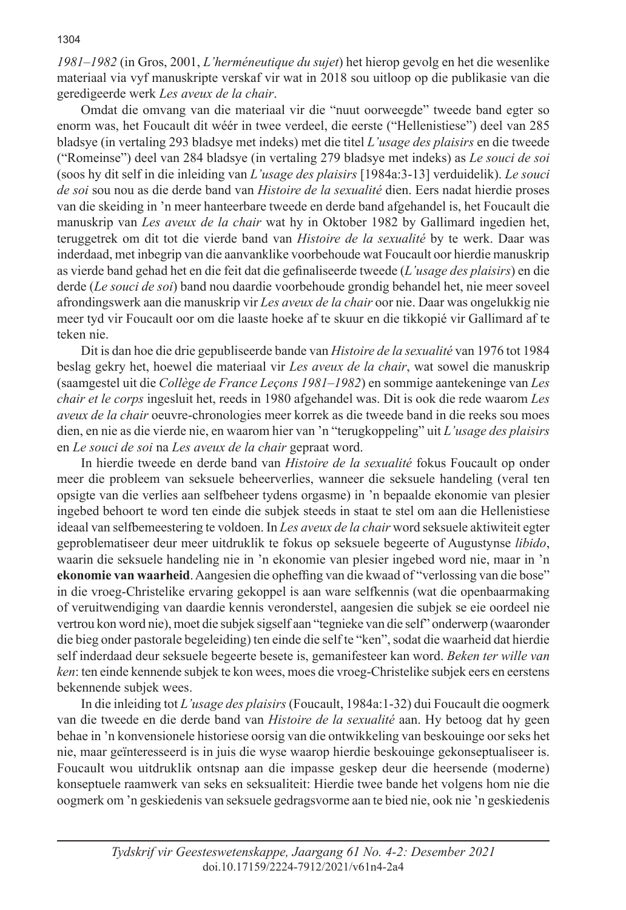*1981–1982* (in Gros, 2001, *L'herméneutique du sujet*) het hierop gevolg en het die wesenlike materiaal via vyf manuskripte verskaf vir wat in 2018 sou uitloop op die publikasie van die geredigeerde werk *Les aveux de la chair*.

Omdat die omvang van die materiaal vir die "nuut oorweegde" tweede band egter so enorm was, het Foucault dit wéér in twee verdeel, die eerste ("Hellenistiese") deel van 285 bladsye (in vertaling 293 bladsye met indeks) met die titel *L'usage des plaisirs* en die tweede ("Romeinse") deel van 284 bladsye (in vertaling 279 bladsye met indeks) as *Le souci de soi* (soos hy dit self in die inleiding van *L'usage des plaisirs* [1984a:3-13] verduidelik). *Le souci de soi* sou nou as die derde band van *Histoire de la sexualité* dien. Eers nadat hierdie proses van die skeiding in 'n meer hanteerbare tweede en derde band afgehandel is, het Foucault die manuskrip van *Les aveux de la chair* wat hy in Oktober 1982 by Gallimard ingedien het, teruggetrek om dit tot die vierde band van *Histoire de la sexualité* by te werk. Daar was inderdaad, met inbegrip van die aanvanklike voorbehoude wat Foucault oor hierdie manuskrip as vierde band gehad het en die feit dat die gefinaliseerde tweede (*L'usage des plaisirs*) en die derde (*Le souci de soi*) band nou daardie voorbehoude grondig behandel het, nie meer soveel afrondingswerk aan die manuskrip vir *Les aveux de la chair* oor nie. Daar was ongelukkig nie meer tyd vir Foucault oor om die laaste hoeke af te skuur en die tikkopié vir Gallimard af te teken nie.

Dit is dan hoe die drie gepubliseerde bande van *Histoire de la sexualité* van 1976 tot 1984 beslag gekry het, hoewel die materiaal vir *Les aveux de la chair*, wat sowel die manuskrip (saamgestel uit die *Collège de France Leçons 1981–1982*) en sommige aantekeninge van *Les chair et le corps* ingesluit het, reeds in 1980 afgehandel was. Dit is ook die rede waarom *Les aveux de la chair* oeuvre-chronologies meer korrek as die tweede band in die reeks sou moes dien, en nie as die vierde nie, en waarom hier van 'n "terugkoppeling" uit *L'usage des plaisirs* en *Le souci de soi* na *Les aveux de la chair* gepraat word.

In hierdie tweede en derde band van *Histoire de la sexualité* fokus Foucault op onder meer die probleem van seksuele beheerverlies, wanneer die seksuele handeling (veral ten opsigte van die verlies aan selfbeheer tydens orgasme) in 'n bepaalde ekonomie van plesier ingebed behoort te word ten einde die subjek steeds in staat te stel om aan die Hellenistiese ideaal van selfbemeestering te voldoen. In *Les aveux de la chair* word seksuele aktiwiteit egter geproblematiseer deur meer uitdruklik te fokus op seksuele begeerte of Augustynse *libido*, waarin die seksuele handeling nie in 'n ekonomie van plesier ingebed word nie, maar in 'n **ekonomie van waarheid**. Aangesien die opheffing van die kwaad of "verlossing van die bose" in die vroeg-Christelike ervaring gekoppel is aan ware selfkennis (wat die openbaarmaking of veruitwendiging van daardie kennis veronderstel, aangesien die subjek se eie oordeel nie vertrou kon word nie), moet die subjek sigself aan "tegnieke van die self" onderwerp (waaronder die bieg onder pastorale begeleiding) ten einde die self te "ken", sodat die waarheid dat hierdie self inderdaad deur seksuele begeerte besete is, gemanifesteer kan word. *Beken ter wille van ken*: ten einde kennende subjek te kon wees, moes die vroeg-Christelike subjek eers en eerstens bekennende subjek wees.

In die inleiding tot *L'usage des plaisirs* (Foucault, 1984a:1-32) dui Foucault die oogmerk van die tweede en die derde band van *Histoire de la sexualité* aan. Hy betoog dat hy geen behae in 'n konvensionele historiese oorsig van die ontwikkeling van beskouinge oor seks het nie, maar geïnteresseerd is in juis die wyse waarop hierdie beskouinge gekonseptualiseer is. Foucault wou uitdruklik ontsnap aan die impasse geskep deur die heersende (moderne) konseptuele raamwerk van seks en seksualiteit: Hierdie twee bande het volgens hom nie die oogmerk om 'n geskiedenis van seksuele gedragsvorme aan te bied nie, ook nie 'n geskiedenis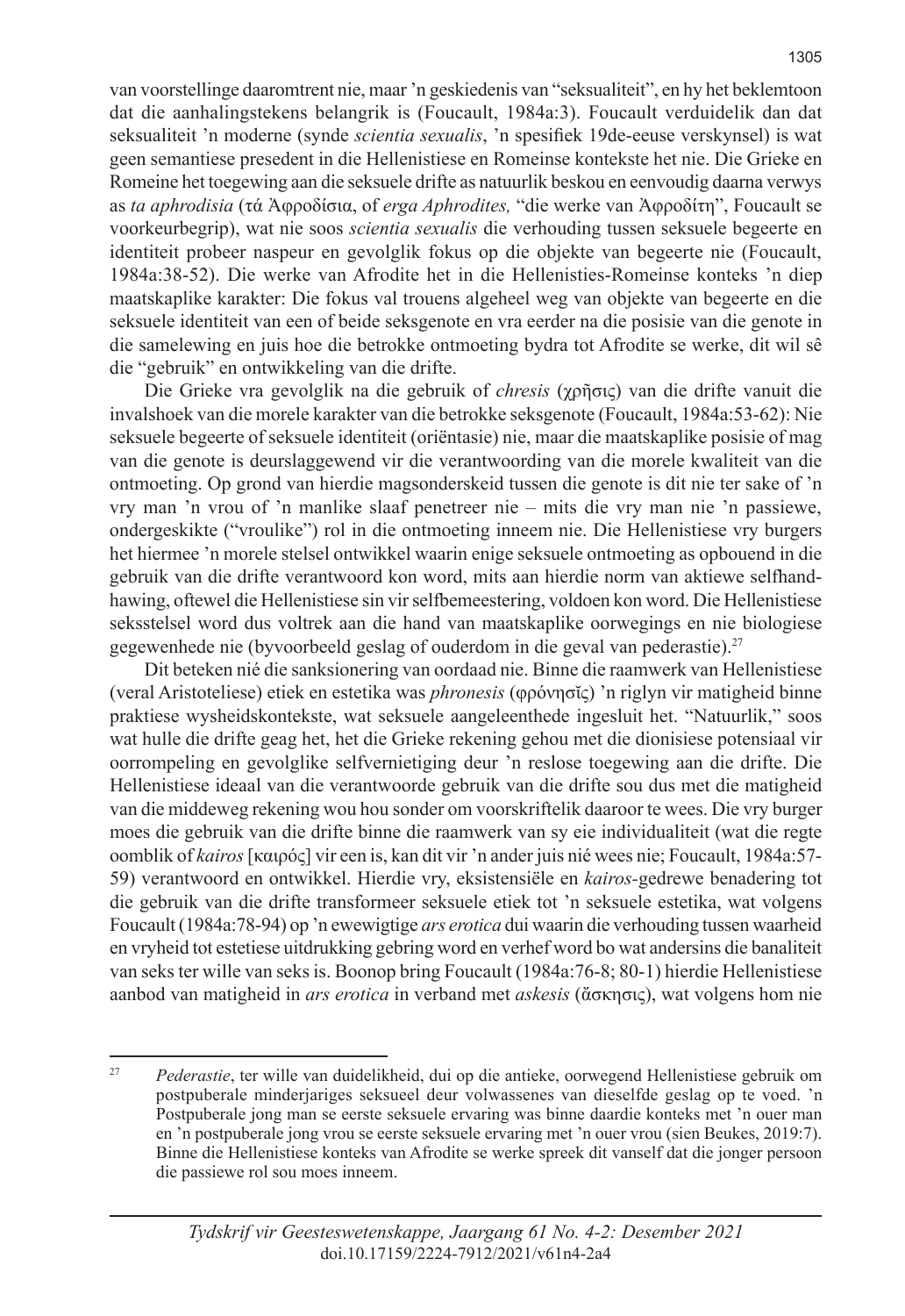van voorstellinge daaromtrent nie, maar 'n geskiedenis van "seksualiteit", en hy het beklemtoon dat die aanhalingstekens belangrik is (Foucault, 1984a:3). Foucault verduidelik dan dat seksualiteit 'n moderne (synde *scientia sexualis*, 'n spesifiek 19de-eeuse verskynsel) is wat geen semantiese presedent in die Hellenistiese en Romeinse kontekste het nie. Die Grieke en Romeine het toegewing aan die seksuele drifte as natuurlik beskou en eenvoudig daarna verwys as *ta aphrodisia* (τά Ἀφροδίσια, of *erga Aphrodites,* "die werke van Ἀφροδίτη", Foucault se voorkeurbegrip), wat nie soos *scientia sexualis* die verhouding tussen seksuele begeerte en identiteit probeer naspeur en gevolglik fokus op die objekte van begeerte nie (Foucault, 1984a:38-52). Die werke van Afrodite het in die Hellenisties-Romeinse konteks 'n diep maatskaplike karakter: Die fokus val trouens algeheel weg van objekte van begeerte en die seksuele identiteit van een of beide seksgenote en vra eerder na die posisie van die genote in die samelewing en juis hoe die betrokke ontmoeting bydra tot Afrodite se werke, dit wil sê die "gebruik" en ontwikkeling van die drifte.

Die Grieke vra gevolglik na die gebruik of *chresis* (χρῆσις) van die drifte vanuit die invalshoek van die morele karakter van die betrokke seksgenote (Foucault, 1984a:53-62): Nie seksuele begeerte of seksuele identiteit (oriëntasie) nie, maar die maatskaplike posisie of mag van die genote is deurslaggewend vir die verantwoording van die morele kwaliteit van die ontmoeting. Op grond van hierdie magsonderskeid tussen die genote is dit nie ter sake of 'n vry man 'n vrou of 'n manlike slaaf penetreer nie – mits die vry man nie 'n passiewe, ondergeskikte ("vroulike") rol in die ontmoeting inneem nie. Die Hellenistiese vry burgers het hiermee 'n morele stelsel ontwikkel waarin enige seksuele ontmoeting as opbouend in die gebruik van die drifte verantwoord kon word, mits aan hierdie norm van aktiewe selfhandhawing, oftewel die Hellenistiese sin vir selfbemeestering, voldoen kon word. Die Hellenistiese seksstelsel word dus voltrek aan die hand van maatskaplike oorwegings en nie biologiese gegewenhede nie (byvoorbeeld geslag of ouderdom in die geval van pederastie).[27]

Dit beteken nié die sanksionering van oordaad nie. Binne die raamwerk van Hellenistiese (veral Aristoteliese) etiek en estetika was *phronesis* (φρόνησῐς) 'n riglyn vir matigheid binne praktiese wysheidskontekste, wat seksuele aangeleenthede ingesluit het. "Natuurlik," soos wat hulle die drifte geag het, het die Grieke rekening gehou met die dionisiese potensiaal vir oorrompeling en gevolglike selfvernietiging deur 'n reslose toegewing aan die drifte. Die Hellenistiese ideaal van die verantwoorde gebruik van die drifte sou dus met die matigheid van die middeweg rekening wou hou sonder om voorskriftelik daaroor te wees. Die vry burger moes die gebruik van die drifte binne die raamwerk van sy eie individualiteit (wat die regte oomblik of *kairos* [καιρός] vir een is, kan dit vir 'n ander juis nié wees nie; Foucault, 1984a:57-59) verantwoord en ontwikkel. Hierdie vry, eksistensiële en *kairos*-gedrewe benadering tot die gebruik van die drifte transformeer seksuele etiek tot 'n seksuele estetika, wat volgens Foucault (1984a:78-94) op 'n ewewigtige *ars erotica* dui waarin die verhouding tussen waarheid en vryheid tot estetiese uitdrukking gebring word en verhef word bo wat andersins die banaliteit van seks ter wille van seks is. Boonop bring Foucault (1984a:76-8; 80-1) hierdie Hellenistiese aanbod van matigheid in *ars erotica* in verband met *askesis* (ἄσκησις), wat volgens hom nie

---

[27] *Pederastie*, ter wille van duidelikheid, dui op die antieke, oorwegend Hellenistiese gebruik om postpuberale minderjariges seksueel deur volwassenes van dieselfde geslag op te voed. 'n Postpuberale jong man se eerste seksuele ervaring was binne daardie konteks met 'n ouer man en 'n postpuberale jong vrou se eerste seksuele ervaring met 'n ouer vrou (sien Beukes, 2019:7). Binne die Hellenistiese konteks van Afrodite se werke spreek dit vanself dat die jonger persoon die passiewe rol sou moes inneem.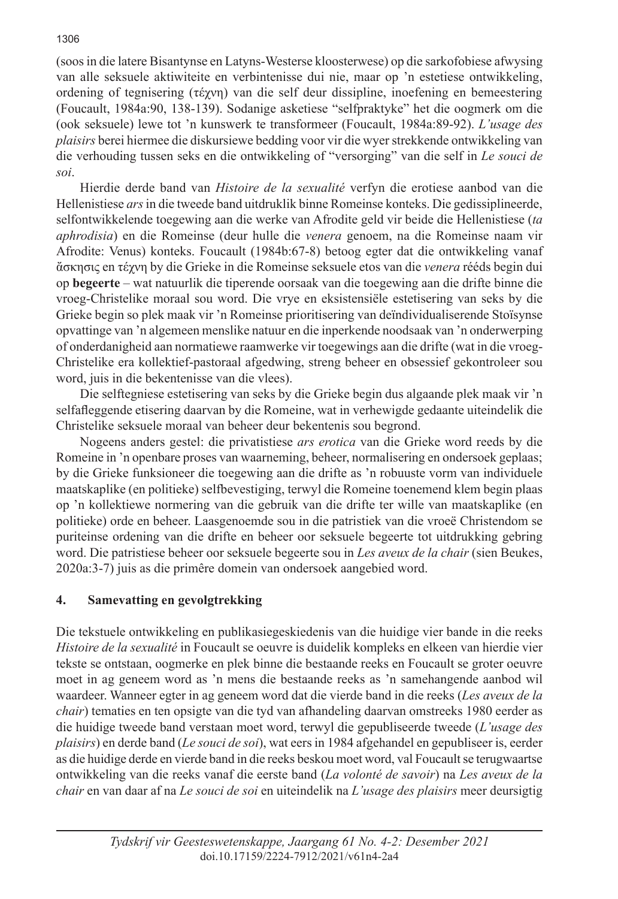(soos in die latere Bisantynse en Latyns-Westerse kloosterwese) op die sarkofobiese afwysing van alle seksuele aktiwiteite en verbintenisse dui nie, maar op 'n estetiese ontwikkeling, ordening of tegnisering (τέχνη) van die self deur dissipline, inoefening en bemeestering (Foucault, 1984a:90, 138-139). Sodanige asketiese "selfpraktyke" het die oogmerk om die (ook seksuele) lewe tot 'n kunswerk te transformeer (Foucault, 1984a:89-92). *L'usage des plaisirs* berei hiermee die diskursiewe bedding voor vir die wyer strekkende ontwikkeling van die verhouding tussen seks en die ontwikkeling of "versorging" van die self in *Le souci de soi*.

Hierdie derde band van *Histoire de la sexualité* verfyn die erotiese aanbod van die Hellenistiese *ars* in die tweede band uitdruklik binne Romeinse konteks. Die gedissiplineerde, selfontwikkelende toegewing aan die werke van Afrodite geld vir beide die Hellenistiese (*ta aphrodisia*) en die Romeinse (deur hulle die *venera* genoem, na die Romeinse naam vir Afrodite: Venus) konteks. Foucault (1984b:67-8) betoog egter dat die ontwikkeling vanaf ἄσκησις en τέχνη by die Grieke in die Romeinse seksuele etos van die *venera* rééds begin dui op **begeerte** – wat natuurlik die tiperende oorsaak van die toegewing aan die drifte binne die vroeg-Christelike moraal sou word. Die vrye en eksistensiële estetisering van seks by die Grieke begin so plek maak vir 'n Romeinse prioritisering van deïndividualiserende Stoïsynse opvattinge van 'n algemeen menslike natuur en die inperkende noodsaak van 'n onderwerping of onderdanigheid aan normatiewe raamwerke vir toegewings aan die drifte (wat in die vroeg-Christelike era kollektief-pastoraal afgedwing, streng beheer en obsessief gekontroleer sou word, juis in die bekentenisse van die vlees).

Die selftegniese estetisering van seks by die Grieke begin dus algaande plek maak vir 'n selfafleggende etisering daarvan by die Romeine, wat in verhewigde gedaante uiteindelik die Christelike seksuele moraal van beheer deur bekentenis sou begrond.

Nogeens anders gestel: die privatistiese *ars erotica* van die Grieke word reeds by die Romeine in 'n openbare proses van waarneming, beheer, normalisering en ondersoek geplaas; by die Grieke funksioneer die toegewing aan die drifte as 'n robuuste vorm van individuele maatskaplike (en politieke) selfbevestiging, terwyl die Romeine toenemend klem begin plaas op 'n kollektiewe normering van die gebruik van die drifte ter wille van maatskaplike (en politieke) orde en beheer. Laasgenoemde sou in die patristiek van die vroeë Christendom se puriteinse ordening van die drifte en beheer oor seksuele begeerte tot uitdrukking gebring word. Die patristiese beheer oor seksuele begeerte sou in *Les aveux de la chair* (sien Beukes, 2020a:3-7) juis as die primêre domein van ondersoek aangebied word.

## 4. Samevatting en gevolgtrekking

Die tekstuele ontwikkeling en publikasiegeskiedenis van die huidige vier bande in die reeks *Histoire de la sexualité* in Foucault se oeuvre is duidelik kompleks en elkeen van hierdie vier tekste se ontstaan, oogmerke en plek binne die bestaande reeks en Foucault se groter oeuvre moet in ag geneem word as 'n mens die bestaande reeks as 'n samehangende aanbod wil waardeer. Wanneer egter in ag geneem word dat die vierde band in die reeks (*Les aveux de la chair*) tematies en ten opsigte van die tyd van afhandeling daarvan omstreeks 1980 eerder as die huidige tweede band verstaan moet word, terwyl die gepubliseerde tweede (*L'usage des plaisirs*) en derde band (*Le souci de soi*), wat eers in 1984 afgehandel en gepubliseer is, eerder as die huidige derde en vierde band in die reeks beskou moet word, val Foucault se terugwaartse ontwikkeling van die reeks vanaf die eerste band (*La volonté de savoir*) na *Les aveux de la chair* en van daar af na *Le souci de soi* en uiteindelik na *L'usage des plaisirs* meer deursigtig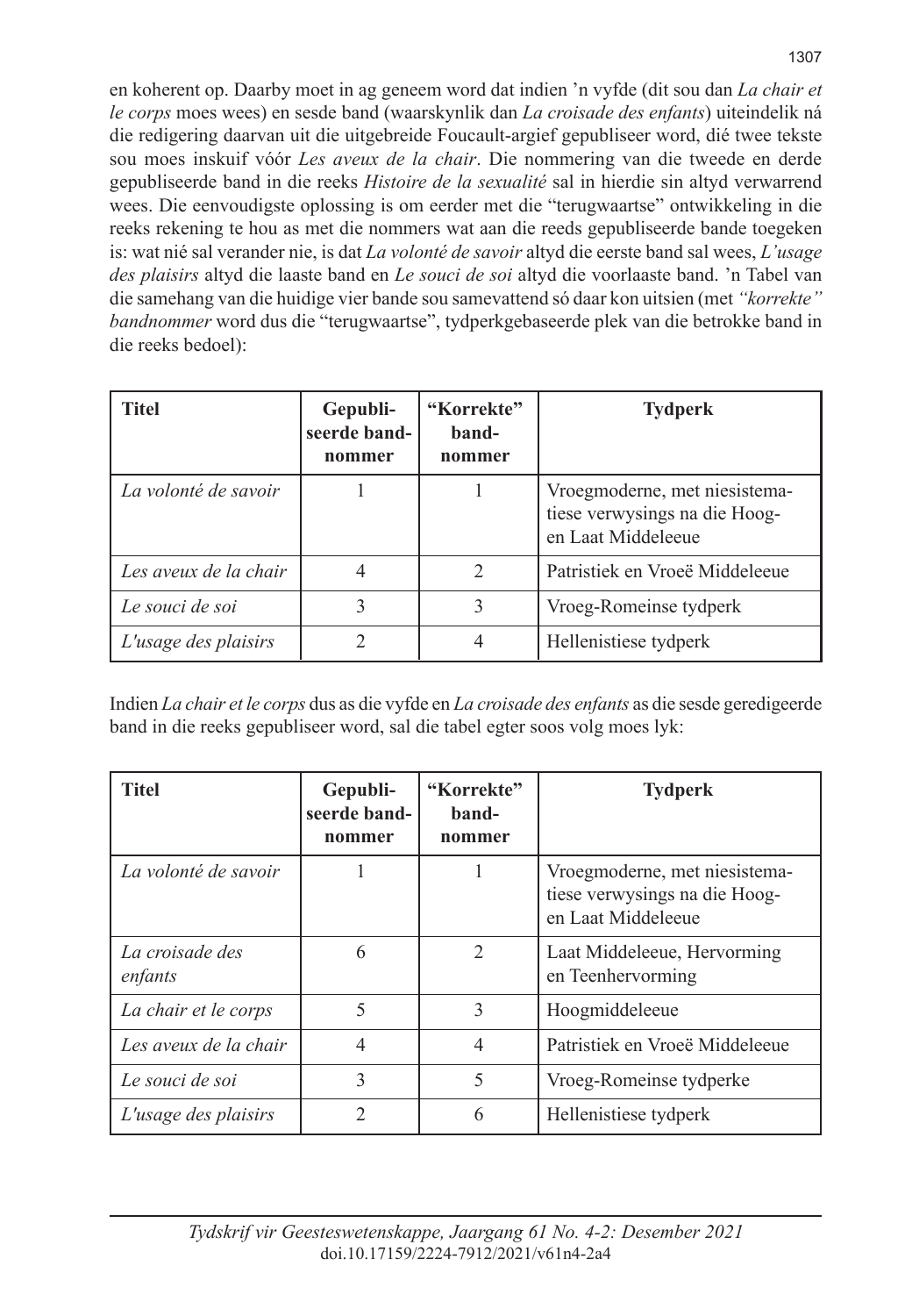en koherent op. Daarby moet in ag geneem word dat indien 'n vyfde (dit sou dan *La chair et le corps* moes wees) en sesde band (waarskynlik dan *La croisade des enfants*) uiteindelik ná die redigering daarvan uit die uitgebreide Foucault-argief gepubliseer word, dié twee tekste sou moes inskuif vóór *Les aveux de la chair*. Die nommering van die tweede en derde gepubliseerde band in die reeks *Histoire de la sexualité* sal in hierdie sin altyd verwarrend wees. Die eenvoudigste oplossing is om eerder met die "terugwaartse" ontwikkeling in die reeks rekening te hou as met die nommers wat aan die reeds gepubliseerde bande toegeken is: wat nié sal verander nie, is dat *La volonté de savoir* altyd die eerste band sal wees, *L'usage des plaisirs* altyd die laaste band en *Le souci de soi* altyd die voorlaaste band. 'n Tabel van die samehang van die huidige vier bande sou samevattend só daar kon uitsien (met *"korrekte" bandnommer* word dus die "terugwaartse", tydperkgebaseerde plek van die betrokke band in die reeks bedoel):

| **Titel** | **Gepubliseerde bandnommer** | **"Korrekte" bandnommer** | **Tydperk** |
|---|---|---|---|
| *La volonté de savoir* | 1 | 1 | Vroegmoderne, met niesistematiese verwysings na die Hoog- en Laat Middeleeue |
| *Les aveux de la chair* | 4 | 2 | Patristiek en Vroeë Middeleeue |
| *Le souci de soi* | 3 | 3 | Vroeg-Romeinse tydperk |
| *L'usage des plaisirs* | 2 | 4 | Hellenistiese tydperk |

Indien *La chair et le corps* dus as die vyfde en *La croisade des enfants* as die sesde geredigeerde band in die reeks gepubliseer word, sal die tabel egter soos volg moes lyk:

| **Titel** | **Gepubliseerde bandnommer** | **"Korrekte" bandnommer** | **Tydperk** |
|---|---|---|---|
| *La volonté de savoir* | 1 | 1 | Vroegmoderne, met niesistematiese verwysings na die Hoog- en Laat Middeleeue |
| *La croisade des enfants* | 6 | 2 | Laat Middeleeue, Hervorming en Teenhervorming |
| *La chair et le corps* | 5 | 3 | Hoogmiddeleeue |
| *Les aveux de la chair* | 4 | 4 | Patristiek en Vroeë Middeleeue |
| *Le souci de soi* | 3 | 5 | Vroeg-Romeinse tydperke |
| *L'usage des plaisirs* | 2 | 6 | Hellenistiese tydperk |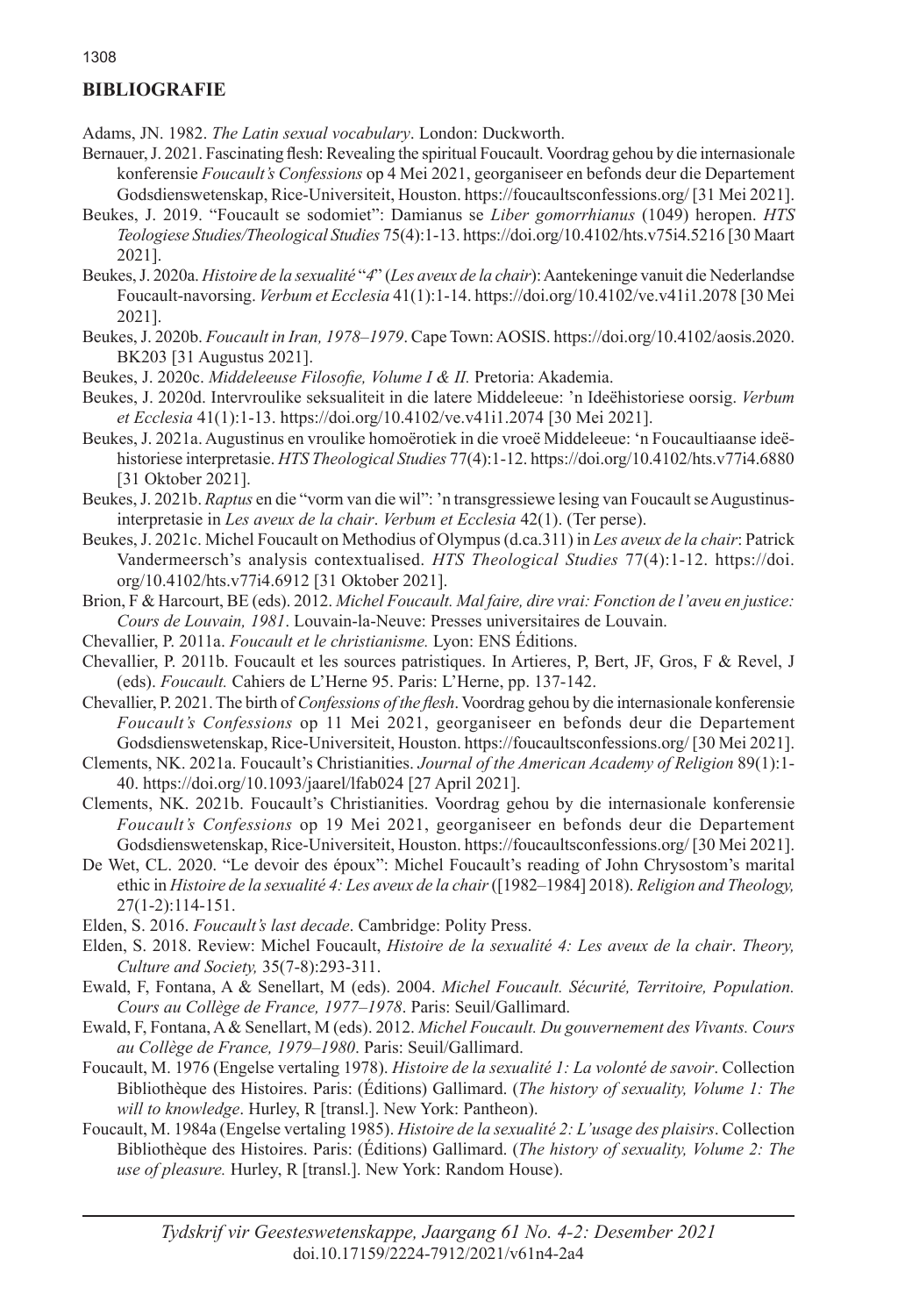## BIBLIOGRAFIE

Adams, JN. 1982. *The Latin sexual vocabulary*. London: Duckworth.

Bernauer, J. 2021. Fascinating flesh: Revealing the spiritual Foucault. Voordrag gehou by die internasionale konferensie *Foucault's Confessions* op 4 Mei 2021, georganiseer en befonds deur die Departement Godsdienswetenskap, Rice-Universiteit, Houston. https://foucaultsconfessions.org/ [31 Mei 2021].

Beukes, J. 2019. "Foucault se sodomiet": Damianus se *Liber gomorrhianus* (1049) heropen. *HTS Teologiese Studies/Theological Studies* 75(4):1-13. https://doi.org/10.4102/hts.v75i4.5216 [30 Maart 2021].

Beukes, J. 2020a. *Histoire de la sexualité* "*4*" (*Les aveux de la chair*): Aantekeninge vanuit die Nederlandse Foucault-navorsing. *Verbum et Ecclesia* 41(1):1-14. https://doi.org/10.4102/ve.v41i1.2078 [30 Mei 2021].

Beukes, J. 2020b. *Foucault in Iran, 1978–1979*. Cape Town: AOSIS. https://doi.org/10.4102/aosis.2020.BK203 [31 Augustus 2021].

Beukes, J. 2020c. *Middeleeuse Filosofie, Volume I & II.* Pretoria: Akademia.

Beukes, J. 2020d. Intervroulike seksualiteit in die latere Middeleeue: 'n Ideëhistoriese oorsig. *Verbum et Ecclesia* 41(1):1-13. https://doi.org/10.4102/ve.v41i1.2074 [30 Mei 2021].

Beukes, J. 2021a. Augustinus en vroulike homoërotiek in die vroeë Middeleeue: 'n Foucaultiaanse ideëhistoriese interpretasie. *HTS Theological Studies* 77(4):1-12. https://doi.org/10.4102/hts.v77i4.6880 [31 Oktober 2021].

Beukes, J. 2021b. *Raptus* en die "vorm van die wil": 'n transgressiewe lesing van Foucault se Augustinus-interpretasie in *Les aveux de la chair*. *Verbum et Ecclesia* 42(1). (Ter perse).

Beukes, J. 2021c. Michel Foucault on Methodius of Olympus (d.ca.311) in *Les aveux de la chair*: Patrick Vandermeersch's analysis contextualised. *HTS Theological Studies* 77(4):1-12. https://doi.org/10.4102/hts.v77i4.6912 [31 Oktober 2021].

Brion, F & Harcourt, BE (eds). 2012. *Michel Foucault. Mal faire, dire vrai: Fonction de l'aveu en justice: Cours de Louvain, 1981*. Louvain-la-Neuve: Presses universitaires de Louvain.

Chevallier, P. 2011a. *Foucault et le christianisme.* Lyon: ENS Éditions.

Chevallier, P. 2011b. Foucault et les sources patristiques. In Artieres, P, Bert, JF, Gros, F & Revel, J (eds). *Foucault.* Cahiers de L'Herne 95. Paris: L'Herne, pp. 137-142.

Chevallier, P. 2021. The birth of *Confessions of the flesh*. Voordrag gehou by die internasionale konferensie *Foucault's Confessions* op 11 Mei 2021, georganiseer en befonds deur die Departement Godsdienswetenskap, Rice-Universiteit, Houston. https://foucaultsconfessions.org/ [30 Mei 2021].

Clements, NK. 2021a. Foucault's Christianities. *Journal of the American Academy of Religion* 89(1):1-40. https://doi.org/10.1093/jaarel/lfab024 [27 April 2021].

Clements, NK. 2021b. Foucault's Christianities. Voordrag gehou by die internasionale konferensie *Foucault's Confessions* op 19 Mei 2021, georganiseer en befonds deur die Departement Godsdienswetenskap, Rice-Universiteit, Houston. https://foucaultsconfessions.org/ [30 Mei 2021].

De Wet, CL. 2020. "Le devoir des époux": Michel Foucault's reading of John Chrysostom's marital ethic in *Histoire de la sexualité 4: Les aveux de la chair* ([1982–1984] 2018). *Religion and Theology,* 27(1-2):114-151.

Elden, S. 2016. *Foucault's last decade*. Cambridge: Polity Press.

Elden, S. 2018. Review: Michel Foucault, *Histoire de la sexualité 4: Les aveux de la chair*. *Theory, Culture and Society,* 35(7-8):293-311.

Ewald, F, Fontana, A & Senellart, M (eds). 2004. *Michel Foucault. Sécurité, Territoire, Population. Cours au Collège de France, 1977–1978*. Paris: Seuil/Gallimard.

Ewald, F, Fontana, A & Senellart, M (eds). 2012. *Michel Foucault. Du gouvernement des Vivants. Cours au Collège de France, 1979–1980*. Paris: Seuil/Gallimard.

Foucault, M. 1976 (Engelse vertaling 1978). *Histoire de la sexualité 1: La volonté de savoir*. Collection Bibliothèque des Histoires. Paris: (Éditions) Gallimard. (*The history of sexuality, Volume 1: The will to knowledge*. Hurley, R [transl.]. New York: Pantheon).

Foucault, M. 1984a (Engelse vertaling 1985). *Histoire de la sexualité 2: L'usage des plaisirs*. Collection Bibliothèque des Histoires. Paris: (Éditions) Gallimard. (*The history of sexuality, Volume 2: The use of pleasure.* Hurley, R [transl.]. New York: Random House).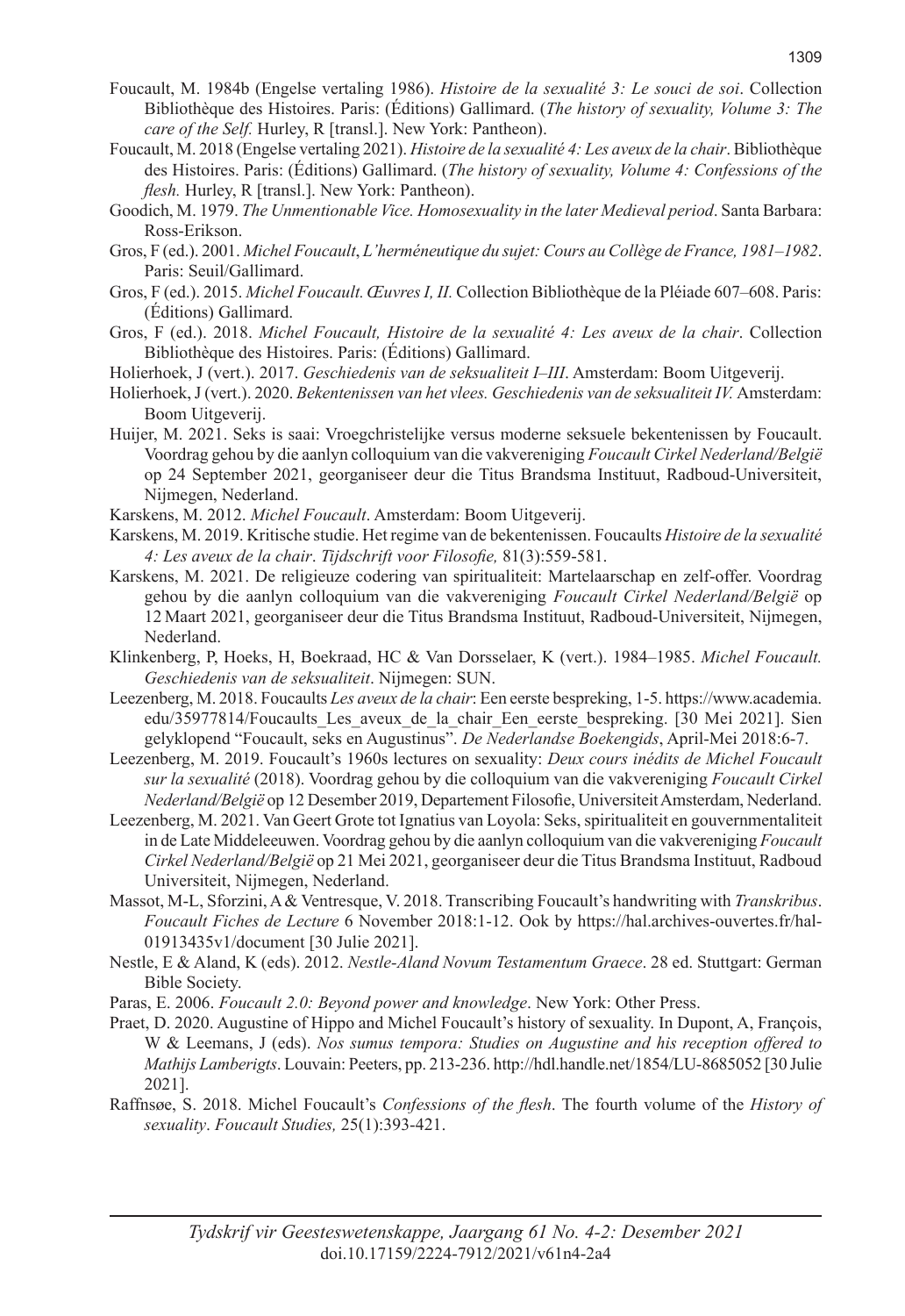Foucault, M. 1984b (Engelse vertaling 1986). *Histoire de la sexualité 3: Le souci de soi*. Collection Bibliothèque des Histoires. Paris: (Éditions) Gallimard. (*The history of sexuality, Volume 3: The care of the Self.* Hurley, R [transl.]. New York: Pantheon).

Foucault, M. 2018 (Engelse vertaling 2021). *Histoire de la sexualité 4: Les aveux de la chair*. Bibliothèque des Histoires. Paris: (Éditions) Gallimard. (*The history of sexuality, Volume 4: Confessions of the flesh.* Hurley, R [transl.]. New York: Pantheon).

Goodich, M. 1979. *The Unmentionable Vice. Homosexuality in the later Medieval period*. Santa Barbara: Ross-Erikson.

Gros, F (ed.). 2001. *Michel Foucault*, *L'herméneutique du sujet: Cours au Collège de France, 1981–1982*. Paris: Seuil/Gallimard.

Gros, F (ed.). 2015. *Michel Foucault. Œuvres I, II.* Collection Bibliothèque de la Pléiade 607–608. Paris: (Éditions) Gallimard.

Gros, F (ed.). 2018. *Michel Foucault, Histoire de la sexualité 4: Les aveux de la chair*. Collection Bibliothèque des Histoires. Paris: (Éditions) Gallimard.

Holierhoek, J (vert.). 2017. *Geschiedenis van de seksualiteit I–III*. Amsterdam: Boom Uitgeverij.

Holierhoek, J (vert.). 2020. *Bekentenissen van het vlees. Geschiedenis van de seksualiteit IV.* Amsterdam: Boom Uitgeverij.

Huijer, M. 2021. Seks is saai: Vroegchristelijke versus moderne seksuele bekentenissen by Foucault. Voordrag gehou by die aanlyn colloquium van die vakvereniging *Foucault Cirkel Nederland/België* op 24 September 2021, georganiseer deur die Titus Brandsma Instituut, Radboud-Universiteit, Nijmegen, Nederland.

Karskens, M. 2012. *Michel Foucault*. Amsterdam: Boom Uitgeverij.

Karskens, M. 2019. Kritische studie. Het regime van de bekentenissen. Foucaults *Histoire de la sexualité 4: Les aveux de la chair*. *Tijdschrift voor Filosofie,* 81(3):559-581.

Karskens, M. 2021. De religieuze codering van spiritualiteit: Martelaarschap en zelf-offer. Voordrag gehou by die aanlyn colloquium van die vakvereniging *Foucault Cirkel Nederland/België* op 12 Maart 2021, georganiseer deur die Titus Brandsma Instituut, Radboud-Universiteit, Nijmegen, Nederland.

Klinkenberg, P, Hoeks, H, Boekraad, HC & Van Dorsselaer, K (vert.). 1984–1985. *Michel Foucault. Geschiedenis van de seksualiteit*. Nijmegen: SUN.

Leezenberg, M. 2018. Foucaults *Les aveux de la chair*: Een eerste bespreking, 1-5. https://www.academia.edu/35977814/Foucaults_Les_aveux_de_la_chair_Een_eerste_bespreking. [30 Mei 2021]. Sien gelyklopend "Foucault, seks en Augustinus". *De Nederlandse Boekengids*, April-Mei 2018:6-7.

Leezenberg, M. 2019. Foucault's 1960s lectures on sexuality: *Deux cours inédits de Michel Foucault sur la sexualité* (2018). Voordrag gehou by die colloquium van die vakvereniging *Foucault Cirkel Nederland/België* op 12 Desember 2019, Departement Filosofie, Universiteit Amsterdam, Nederland.

Leezenberg, M. 2021. Van Geert Grote tot Ignatius van Loyola: Seks, spiritualiteit en gouvernmentaliteit in de Late Middeleeuwen. Voordrag gehou by die aanlyn colloquium van die vakvereniging *Foucault Cirkel Nederland/België* op 21 Mei 2021, georganiseer deur die Titus Brandsma Instituut, Radboud Universiteit, Nijmegen, Nederland.

Massot, M-L, Sforzini, A & Ventresque, V. 2018. Transcribing Foucault's handwriting with *Transkribus*. *Foucault Fiches de Lecture* 6 November 2018:1-12. Ook by https://hal.archives-ouvertes.fr/hal-01913435v1/document [30 Julie 2021].

Nestle, E & Aland, K (eds). 2012. *Nestle-Aland Novum Testamentum Graece*. 28 ed. Stuttgart: German Bible Society.

Paras, E. 2006. *Foucault 2.0: Beyond power and knowledge*. New York: Other Press.

Praet, D. 2020. Augustine of Hippo and Michel Foucault's history of sexuality. In Dupont, A, François, W & Leemans, J (eds). *Nos sumus tempora: Studies on Augustine and his reception offered to Mathijs Lamberigts*. Louvain: Peeters, pp. 213-236. http://hdl.handle.net/1854/LU-8685052 [30 Julie 2021].

Raffnsøe, S. 2018. Michel Foucault's *Confessions of the flesh*. The fourth volume of the *History of sexuality*. *Foucault Studies,* 25(1):393-421.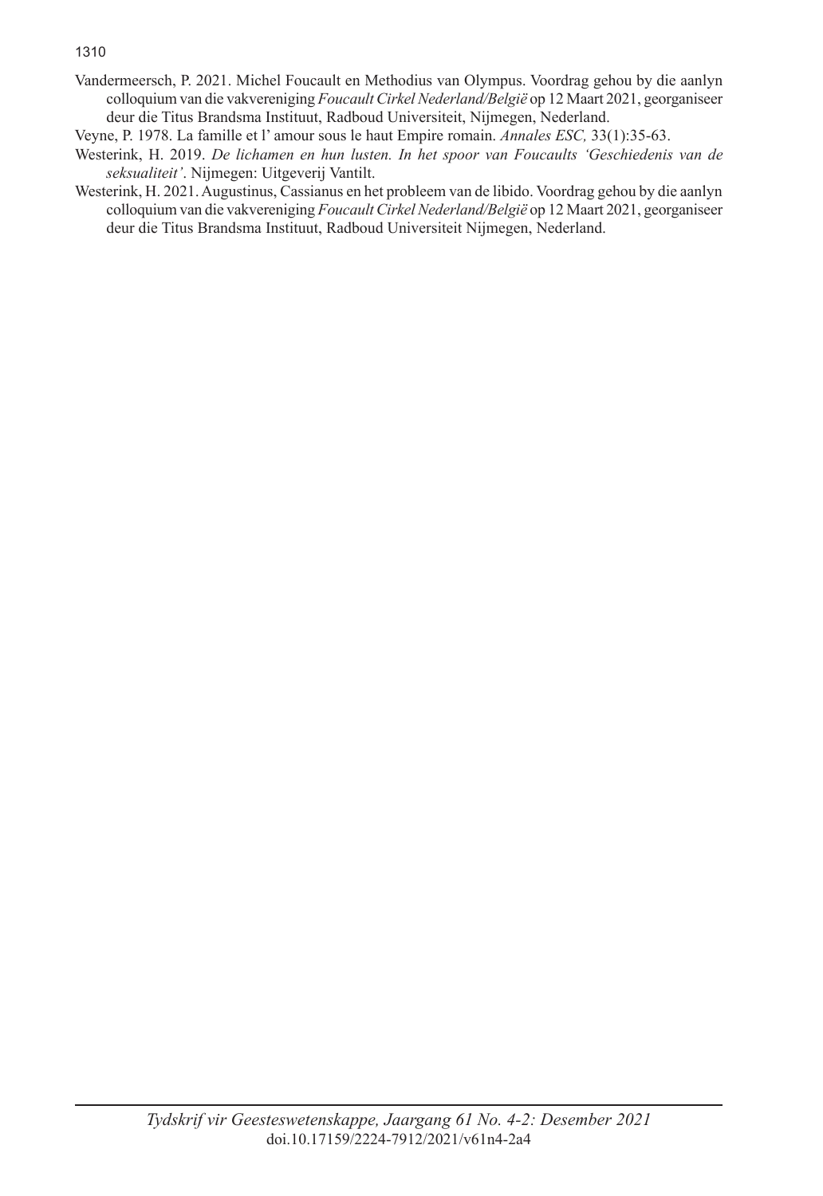Vandermeersch, P. 2021. Michel Foucault en Methodius van Olympus. Voordrag gehou by die aanlyn colloquium van die vakvereniging *Foucault Cirkel Nederland/België* op 12 Maart 2021, georganiseer deur die Titus Brandsma Instituut, Radboud Universiteit, Nijmegen, Nederland.

Veyne, P. 1978. La famille et l' amour sous le haut Empire romain. *Annales ESC,* 33(1):35-63.

Westerink, H. 2019. *De lichamen en hun lusten. In het spoor van Foucaults 'Geschiedenis van de seksualiteit'*. Nijmegen: Uitgeverij Vantilt.

Westerink, H. 2021. Augustinus, Cassianus en het probleem van de libido. Voordrag gehou by die aanlyn colloquium van die vakvereniging *Foucault Cirkel Nederland/België* op 12 Maart 2021, georganiseer deur die Titus Brandsma Instituut, Radboud Universiteit Nijmegen, Nederland.